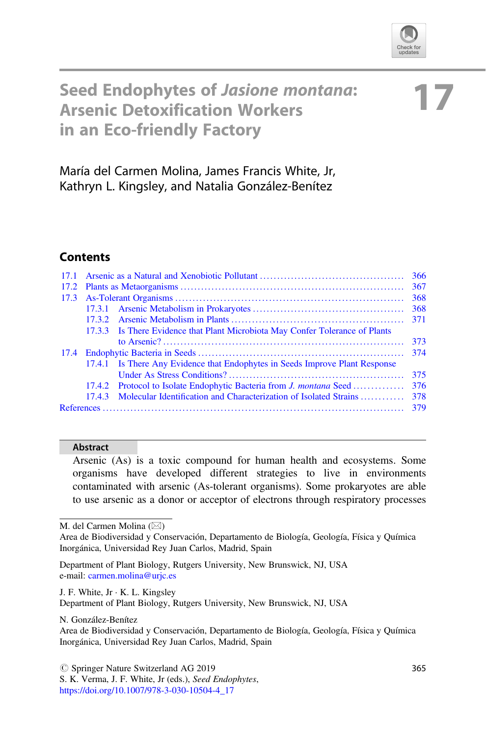# Seed Endophytes of *Jasione montana*: Arsenic Detoxification Workers in an Eco-friendly Factory

**17**

María del Carmen Molina, James Francis White, Jr, Kathryn L. Kingsley, and Natalia González-Benítez

## Contents

| | | |
|---|---|---|
| 17.1 | Arsenic as a Natural and Xenobiotic Pollutant | 366 |
| 17.2 | Plants as Metaorganisms | 367 |
| 17.3 | As-Tolerant Organisms | 368 |
| | 17.3.1 Arsenic Metabolism in Prokaryotes | 368 |
| | 17.3.2 Arsenic Metabolism in Plants | 371 |
| | 17.3.3 Is There Evidence that Plant Microbiota May Confer Tolerance of Plants to Arsenic? | 373 |
| 17.4 | Endophytic Bacteria in Seeds | 374 |
| | 17.4.1 Is There Any Evidence that Endophytes in Seeds Improve Plant Response Under As Stress Conditions? | 375 |
| | 17.4.2 Protocol to Isolate Endophytic Bacteria from *J. montana* Seed | 376 |
| | 17.4.3 Molecular Identification and Characterization of Isolated Strains | 378 |
| References | | 379 |

**Abstract**

Arsenic (As) is a toxic compound for human health and ecosystems. Some organisms have developed different strategies to live in environments contaminated with arsenic (As-tolerant organisms). Some prokaryotes are able to use arsenic as a donor or acceptor of electrons through respiratory processes

---

M. del Carmen Molina (✉)
Area de Biodiversidad y Conservación, Departamento de Biología, Geología, Física y Química Inorgánica, Universidad Rey Juan Carlos, Madrid, Spain

Department of Plant Biology, Rutgers University, New Brunswick, NJ, USA
e-mail: carmen.molina@urjc.es

J. F. White, Jr · K. L. Kingsley
Department of Plant Biology, Rutgers University, New Brunswick, NJ, USA

N. González-Benítez
Area de Biodiversidad y Conservación, Departamento de Biología, Geología, Física y Química Inorgánica, Universidad Rey Juan Carlos, Madrid, Spain

© Springer Nature Switzerland AG 2019
S. K. Verma, J. F. White, Jr (eds.), *Seed Endophytes*,
https://doi.org/10.1007/978-3-030-10504-4_17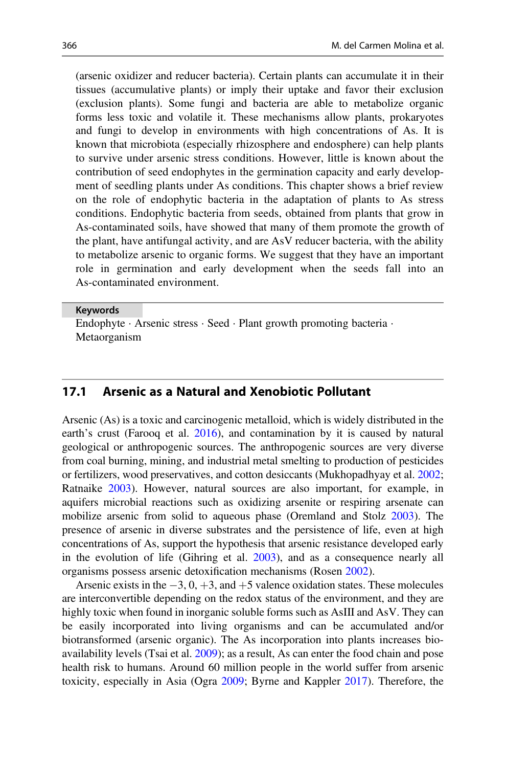(arsenic oxidizer and reducer bacteria). Certain plants can accumulate it in their tissues (accumulative plants) or imply their uptake and favor their exclusion (exclusion plants). Some fungi and bacteria are able to metabolize organic forms less toxic and volatile it. These mechanisms allow plants, prokaryotes and fungi to develop in environments with high concentrations of As. It is known that microbiota (especially rhizosphere and endosphere) can help plants to survive under arsenic stress conditions. However, little is known about the contribution of seed endophytes in the germination capacity and early development of seedling plants under As conditions. This chapter shows a brief review on the role of endophytic bacteria in the adaptation of plants to As stress conditions. Endophytic bacteria from seeds, obtained from plants that grow in As-contaminated soils, have showed that many of them promote the growth of the plant, have antifungal activity, and are AsV reducer bacteria, with the ability to metabolize arsenic to organic forms. We suggest that they have an important role in germination and early development when the seeds fall into an As-contaminated environment.

**Keywords**

Endophyte · Arsenic stress · Seed · Plant growth promoting bacteria · Metaorganism

## 17.1 Arsenic as a Natural and Xenobiotic Pollutant

Arsenic (As) is a toxic and carcinogenic metalloid, which is widely distributed in the earth's crust (Farooq et al. 2016), and contamination by it is caused by natural geological or anthropogenic sources. The anthropogenic sources are very diverse from coal burning, mining, and industrial metal smelting to production of pesticides or fertilizers, wood preservatives, and cotton desiccants (Mukhopadhyay et al. 2002; Ratnaike 2003). However, natural sources are also important, for example, in aquifers microbial reactions such as oxidizing arsenite or respiring arsenate can mobilize arsenic from solid to aqueous phase (Oremland and Stolz 2003). The presence of arsenic in diverse substrates and the persistence of life, even at high concentrations of As, support the hypothesis that arsenic resistance developed early in the evolution of life (Gihring et al. 2003), and as a consequence nearly all organisms possess arsenic detoxification mechanisms (Rosen 2002).

Arsenic exists in the $-3$, 0, $+3$, and $+5$ valence oxidation states. These molecules are interconvertible depending on the redox status of the environment, and they are highly toxic when found in inorganic soluble forms such as AsIII and AsV. They can be easily incorporated into living organisms and can be accumulated and/or biotransformed (arsenic organic). The As incorporation into plants increases bioavailability levels (Tsai et al. 2009); as a result, As can enter the food chain and pose health risk to humans. Around 60 million people in the world suffer from arsenic toxicity, especially in Asia (Ogra 2009; Byrne and Kappler 2017). Therefore, the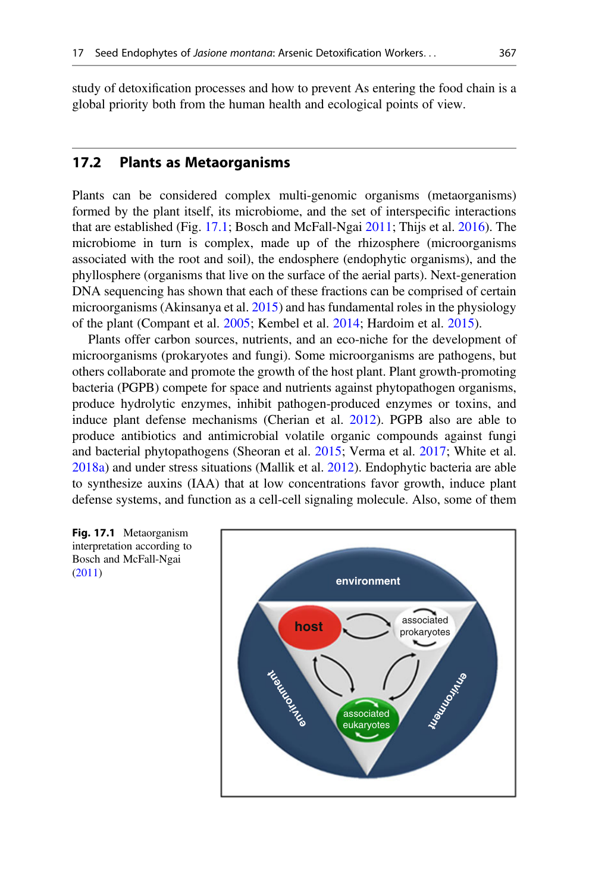study of detoxification processes and how to prevent As entering the food chain is a global priority both from the human health and ecological points of view.

## 17.2 Plants as Metaorganisms

Plants can be considered complex multi-genomic organisms (metaorganisms) formed by the plant itself, its microbiome, and the set of interspecific interactions that are established (Fig. 17.1; Bosch and McFall-Ngai 2011; Thijs et al. 2016). The microbiome in turn is complex, made up of the rhizosphere (microorganisms associated with the root and soil), the endosphere (endophytic organisms), and the phyllosphere (organisms that live on the surface of the aerial parts). Next-generation DNA sequencing has shown that each of these fractions can be comprised of certain microorganisms (Akinsanya et al. 2015) and has fundamental roles in the physiology of the plant (Compant et al. 2005; Kembel et al. 2014; Hardoim et al. 2015).

Plants offer carbon sources, nutrients, and an eco-niche for the development of microorganisms (prokaryotes and fungi). Some microorganisms are pathogens, but others collaborate and promote the growth of the host plant. Plant growth-promoting bacteria (PGPB) compete for space and nutrients against phytopathogen organisms, produce hydrolytic enzymes, inhibit pathogen-produced enzymes or toxins, and induce plant defense mechanisms (Cherian et al. 2012). PGPB also are able to produce antibiotics and antimicrobial volatile organic compounds against fungi and bacterial phytopathogens (Sheoran et al. 2015; Verma et al. 2017; White et al. 2018a) and under stress situations (Mallik et al. 2012). Endophytic bacteria are able to synthesize auxins (IAA) that at low concentrations favor growth, induce plant defense systems, and function as a cell-cell signaling molecule. Also, some of them

**Fig. 17.1** Metaorganism interpretation according to Bosch and McFall-Ngai (2011)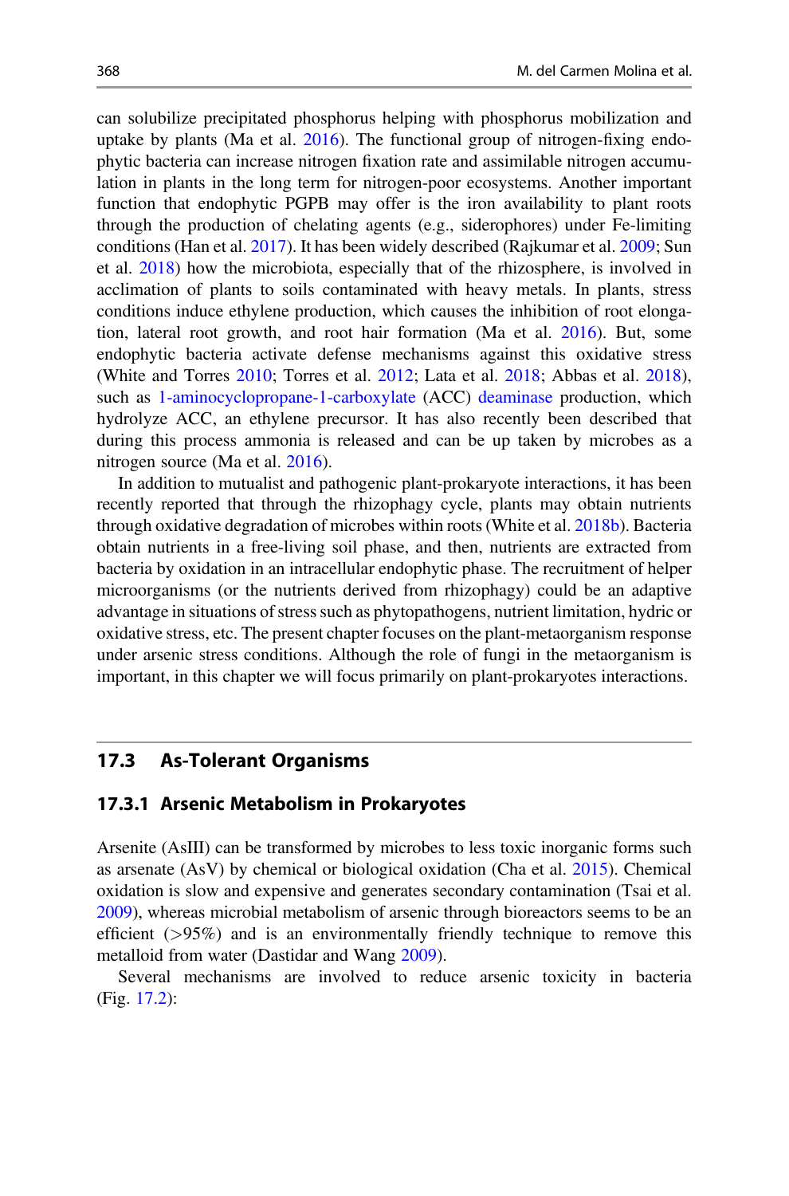can solubilize precipitated phosphorus helping with phosphorus mobilization and uptake by plants (Ma et al. 2016). The functional group of nitrogen-fixing endophytic bacteria can increase nitrogen fixation rate and assimilable nitrogen accumulation in plants in the long term for nitrogen-poor ecosystems. Another important function that endophytic PGPB may offer is the iron availability to plant roots through the production of chelating agents (e.g., siderophores) under Fe-limiting conditions (Han et al. 2017). It has been widely described (Rajkumar et al. 2009; Sun et al. 2018) how the microbiota, especially that of the rhizosphere, is involved in acclimation of plants to soils contaminated with heavy metals. In plants, stress conditions induce ethylene production, which causes the inhibition of root elongation, lateral root growth, and root hair formation (Ma et al. 2016). But, some endophytic bacteria activate defense mechanisms against this oxidative stress (White and Torres 2010; Torres et al. 2012; Lata et al. 2018; Abbas et al. 2018), such as 1-aminocyclopropane-1-carboxylate (ACC) deaminase production, which hydrolyze ACC, an ethylene precursor. It has also recently been described that during this process ammonia is released and can be up taken by microbes as a nitrogen source (Ma et al. 2016).

In addition to mutualist and pathogenic plant-prokaryote interactions, it has been recently reported that through the rhizophagy cycle, plants may obtain nutrients through oxidative degradation of microbes within roots (White et al. 2018b). Bacteria obtain nutrients in a free-living soil phase, and then, nutrients are extracted from bacteria by oxidation in an intracellular endophytic phase. The recruitment of helper microorganisms (or the nutrients derived from rhizophagy) could be an adaptive advantage in situations of stress such as phytopathogens, nutrient limitation, hydric or oxidative stress, etc. The present chapter focuses on the plant-metaorganism response under arsenic stress conditions. Although the role of fungi in the metaorganism is important, in this chapter we will focus primarily on plant-prokaryotes interactions.

## 17.3 As-Tolerant Organisms

### 17.3.1 Arsenic Metabolism in Prokaryotes

Arsenite (AsIII) can be transformed by microbes to less toxic inorganic forms such as arsenate (AsV) by chemical or biological oxidation (Cha et al. 2015). Chemical oxidation is slow and expensive and generates secondary contamination (Tsai et al. 2009), whereas microbial metabolism of arsenic through bioreactors seems to be an efficient (>95%) and is an environmentally friendly technique to remove this metalloid from water (Dastidar and Wang 2009).

Several mechanisms are involved to reduce arsenic toxicity in bacteria (Fig. 17.2):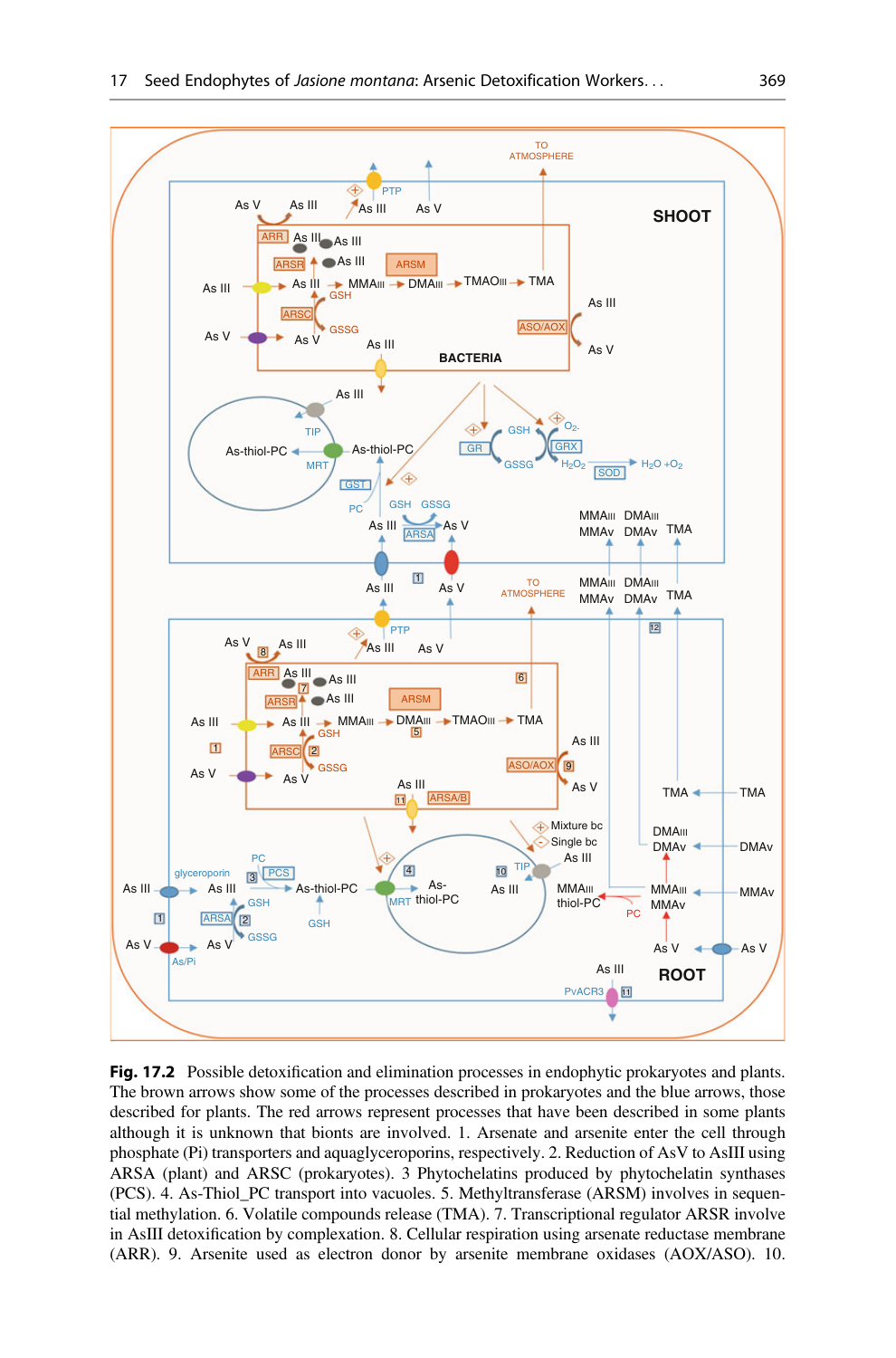**Fig. 17.2** Possible detoxification and elimination processes in endophytic prokaryotes and plants. The brown arrows show some of the processes described in prokaryotes and the blue arrows, those described for plants. The red arrows represent processes that have been described in some plants although it is unknown that bionts are involved. 1. Arsenate and arsenite enter the cell through phosphate (Pi) transporters and aquaglyceroporins, respectively. 2. Reduction of AsV to AsIII using ARSA (plant) and ARSC (prokaryotes). 3 Phytochelatins produced by phytochelatin synthases (PCS). 4. As-Thiol_PC transport into vacuoles. 5. Methyltransferase (ARSM) involves in sequential methylation. 6. Volatile compounds release (TMA). 7. Transcriptional regulator ARSR involve in AsIII detoxification by complexation. 8. Cellular respiration using arsenate reductase membrane (ARR). 9. Arsenite used as electron donor by arsenite membrane oxidases (AOX/ASO). 10.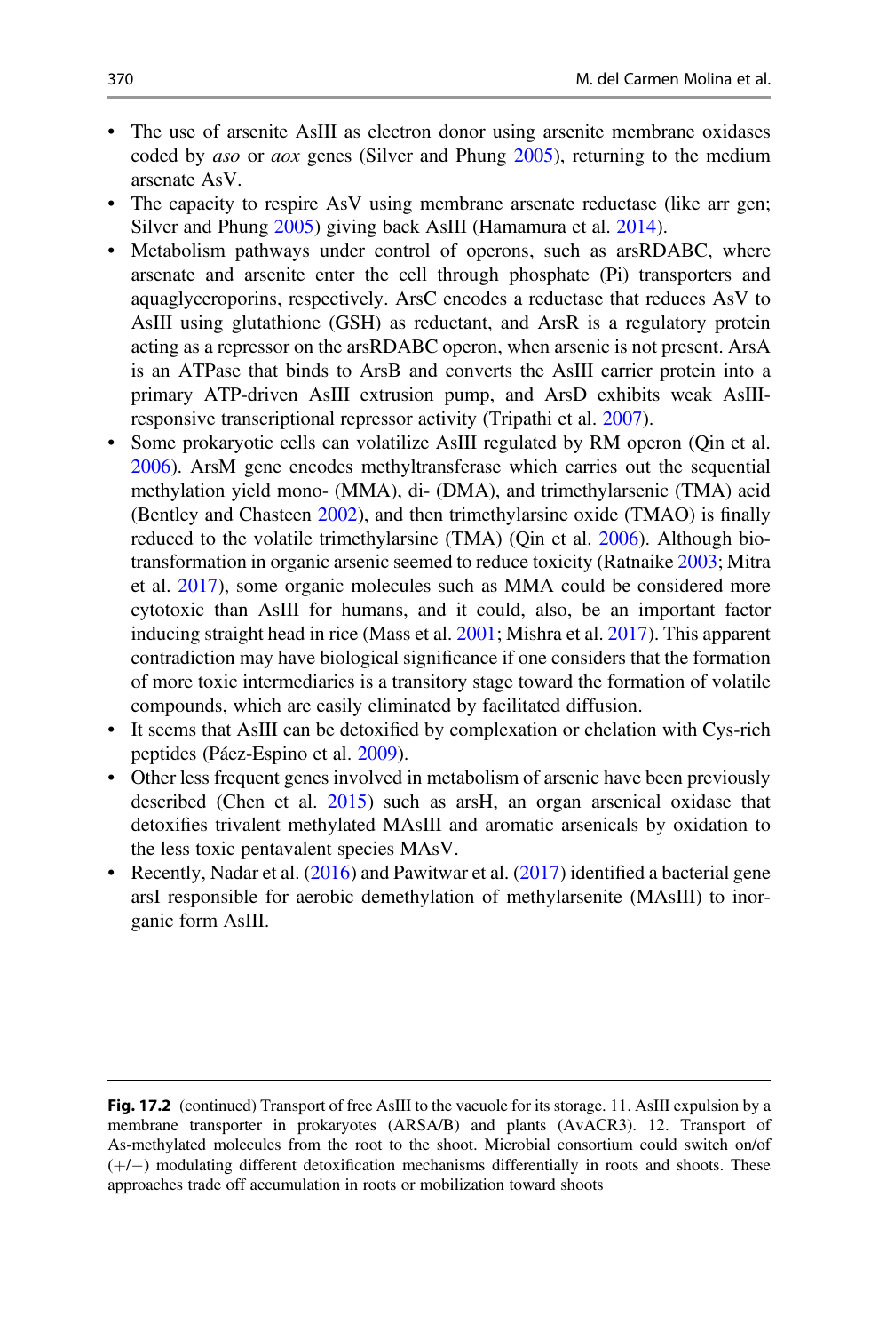- The use of arsenite AsIII as electron donor using arsenite membrane oxidases coded by *aso* or *aox* genes (Silver and Phung 2005), returning to the medium arsenate AsV.
- The capacity to respire AsV using membrane arsenate reductase (like arr gen; Silver and Phung 2005) giving back AsIII (Hamamura et al. 2014).
- Metabolism pathways under control of operons, such as arsRDABC, where arsenate and arsenite enter the cell through phosphate (Pi) transporters and aquaglyceroporins, respectively. ArsC encodes a reductase that reduces AsV to AsIII using glutathione (GSH) as reductant, and ArsR is a regulatory protein acting as a repressor on the arsRDABC operon, when arsenic is not present. ArsA is an ATPase that binds to ArsB and converts the AsIII carrier protein into a primary ATP-driven AsIII extrusion pump, and ArsD exhibits weak AsIII-responsive transcriptional repressor activity (Tripathi et al. 2007).
- Some prokaryotic cells can volatilize AsIII regulated by RM operon (Qin et al. 2006). ArsM gene encodes methyltransferase which carries out the sequential methylation yield mono- (MMA), di- (DMA), and trimethylarsenic (TMA) acid (Bentley and Chasteen 2002), and then trimethylarsine oxide (TMAO) is finally reduced to the volatile trimethylarsine (TMA) (Qin et al. 2006). Although bio-transformation in organic arsenic seemed to reduce toxicity (Ratnaike 2003; Mitra et al. 2017), some organic molecules such as MMA could be considered more cytotoxic than AsIII for humans, and it could, also, be an important factor inducing straight head in rice (Mass et al. 2001; Mishra et al. 2017). This apparent contradiction may have biological significance if one considers that the formation of more toxic intermediaries is a transitory stage toward the formation of volatile compounds, which are easily eliminated by facilitated diffusion.
- It seems that AsIII can be detoxified by complexation or chelation with Cys-rich peptides (Páez-Espino et al. 2009).
- Other less frequent genes involved in metabolism of arsenic have been previously described (Chen et al. 2015) such as arsH, an organ arsenical oxidase that detoxifies trivalent methylated MAsIII and aromatic arsenicals by oxidation to the less toxic pentavalent species MAsV.
- Recently, Nadar et al. (2016) and Pawitwar et al. (2017) identified a bacterial gene arsI responsible for aerobic demethylation of methylarsenite (MAsIII) to inorganic form AsIII.

**Fig. 17.2** (continued) Transport of free AsIII to the vacuole for its storage. 11. AsIII expulsion by a membrane transporter in prokaryotes (ARSA/B) and plants (AvACR3). 12. Transport of As-methylated molecules from the root to the shoot. Microbial consortium could switch on/of (+/−) modulating different detoxification mechanisms differentially in roots and shoots. These approaches trade off accumulation in roots or mobilization toward shoots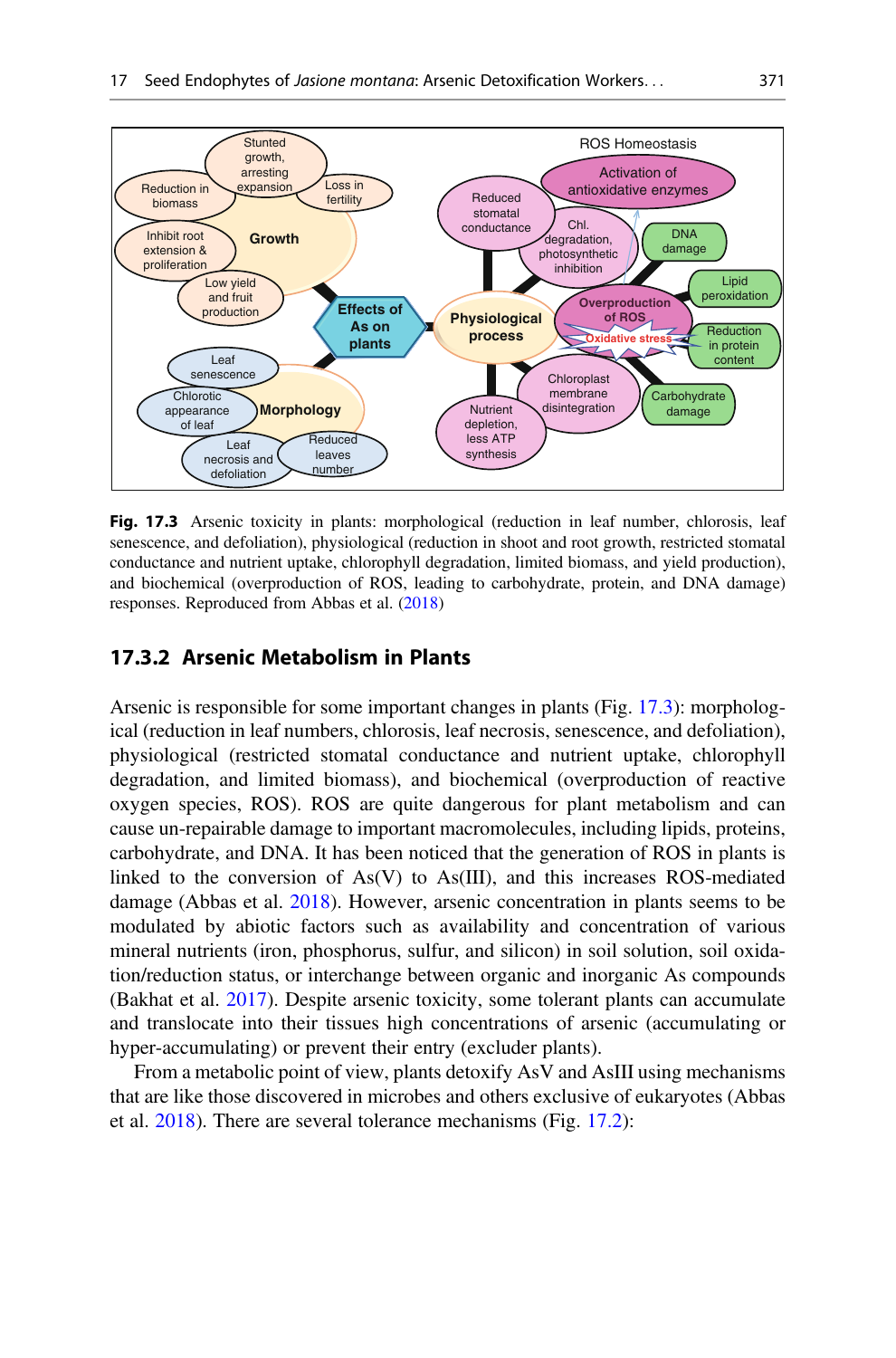Fig. 17.3 Arsenic toxicity in plants: morphological (reduction in leaf number, chlorosis, leaf senescence, and defoliation), physiological (reduction in shoot and root growth, restricted stomatal conductance and nutrient uptake, chlorophyll degradation, limited biomass, and yield production), and biochemical (overproduction of ROS, leading to carbohydrate, protein, and DNA damage) responses. Reproduced from Abbas et al. (2018)

### 17.3.2 Arsenic Metabolism in Plants

Arsenic is responsible for some important changes in plants (Fig. 17.3): morphological (reduction in leaf numbers, chlorosis, leaf necrosis, senescence, and defoliation), physiological (restricted stomatal conductance and nutrient uptake, chlorophyll degradation, and limited biomass), and biochemical (overproduction of reactive oxygen species, ROS). ROS are quite dangerous for plant metabolism and can cause un-repairable damage to important macromolecules, including lipids, proteins, carbohydrate, and DNA. It has been noticed that the generation of ROS in plants is linked to the conversion of As(V) to As(III), and this increases ROS-mediated damage (Abbas et al. 2018). However, arsenic concentration in plants seems to be modulated by abiotic factors such as availability and concentration of various mineral nutrients (iron, phosphorus, sulfur, and silicon) in soil solution, soil oxidation/reduction status, or interchange between organic and inorganic As compounds (Bakhat et al. 2017). Despite arsenic toxicity, some tolerant plants can accumulate and translocate into their tissues high concentrations of arsenic (accumulating or hyper-accumulating) or prevent their entry (excluder plants).

From a metabolic point of view, plants detoxify AsV and AsIII using mechanisms that are like those discovered in microbes and others exclusive of eukaryotes (Abbas et al. 2018). There are several tolerance mechanisms (Fig. 17.2):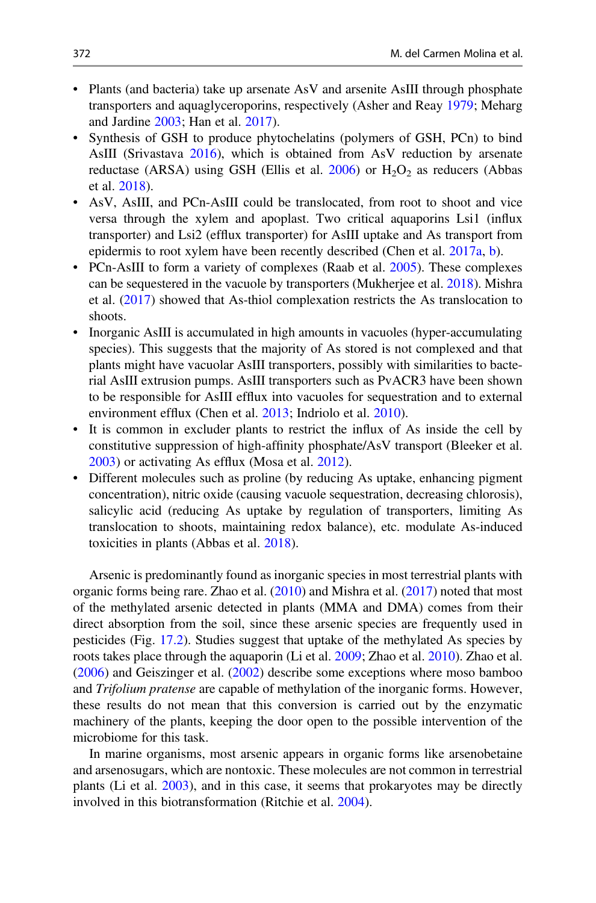- Plants (and bacteria) take up arsenate AsV and arsenite AsIII through phosphate transporters and aquaglyceroporins, respectively (Asher and Reay 1979; Meharg and Jardine 2003; Han et al. 2017).
- Synthesis of GSH to produce phytochelatins (polymers of GSH, PCn) to bind AsIII (Srivastava 2016), which is obtained from AsV reduction by arsenate reductase (ARSA) using GSH (Ellis et al. 2006) or $H_2O_2$ as reducers (Abbas et al. 2018).
- AsV, AsIII, and PCn-AsIII could be translocated, from root to shoot and vice versa through the xylem and apoplast. Two critical aquaporins Lsi1 (influx transporter) and Lsi2 (efflux transporter) for AsIII uptake and As transport from epidermis to root xylem have been recently described (Chen et al. 2017a, b).
- PCn-AsIII to form a variety of complexes (Raab et al. 2005). These complexes can be sequestered in the vacuole by transporters (Mukherjee et al. 2018). Mishra et al. (2017) showed that As-thiol complexation restricts the As translocation to shoots.
- Inorganic AsIII is accumulated in high amounts in vacuoles (hyper-accumulating species). This suggests that the majority of As stored is not complexed and that plants might have vacuolar AsIII transporters, possibly with similarities to bacterial AsIII extrusion pumps. AsIII transporters such as PvACR3 have been shown to be responsible for AsIII efflux into vacuoles for sequestration and to external environment efflux (Chen et al. 2013; Indriolo et al. 2010).
- It is common in excluder plants to restrict the influx of As inside the cell by constitutive suppression of high-affinity phosphate/AsV transport (Bleeker et al. 2003) or activating As efflux (Mosa et al. 2012).
- Different molecules such as proline (by reducing As uptake, enhancing pigment concentration), nitric oxide (causing vacuole sequestration, decreasing chlorosis), salicylic acid (reducing As uptake by regulation of transporters, limiting As translocation to shoots, maintaining redox balance), etc. modulate As-induced toxicities in plants (Abbas et al. 2018).

Arsenic is predominantly found as inorganic species in most terrestrial plants with organic forms being rare. Zhao et al. (2010) and Mishra et al. (2017) noted that most of the methylated arsenic detected in plants (MMA and DMA) comes from their direct absorption from the soil, since these arsenic species are frequently used in pesticides (Fig. 17.2). Studies suggest that uptake of the methylated As species by roots takes place through the aquaporin (Li et al. 2009; Zhao et al. 2010). Zhao et al. (2006) and Geiszinger et al. (2002) describe some exceptions where moso bamboo and *Trifolium pratense* are capable of methylation of the inorganic forms. However, these results do not mean that this conversion is carried out by the enzymatic machinery of the plants, keeping the door open to the possible intervention of the microbiome for this task.

In marine organisms, most arsenic appears in organic forms like arsenobetaine and arsenosugars, which are nontoxic. These molecules are not common in terrestrial plants (Li et al. 2003), and in this case, it seems that prokaryotes may be directly involved in this biotransformation (Ritchie et al. 2004).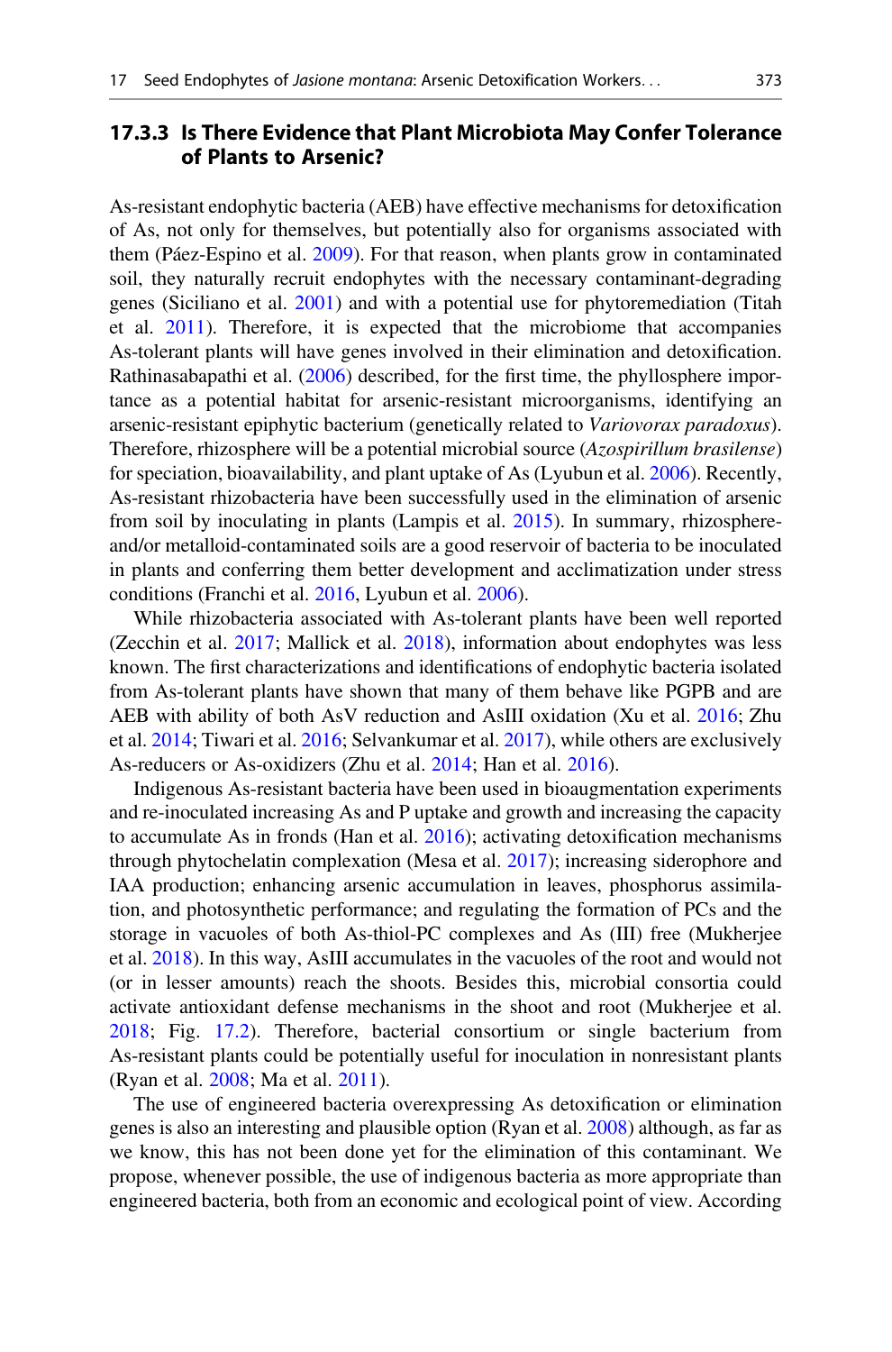### 17.3.3 Is There Evidence that Plant Microbiota May Confer Tolerance of Plants to Arsenic?

As-resistant endophytic bacteria (AEB) have effective mechanisms for detoxification of As, not only for themselves, but potentially also for organisms associated with them (Páez-Espino et al. 2009). For that reason, when plants grow in contaminated soil, they naturally recruit endophytes with the necessary contaminant-degrading genes (Siciliano et al. 2001) and with a potential use for phytoremediation (Titah et al. 2011). Therefore, it is expected that the microbiome that accompanies As-tolerant plants will have genes involved in their elimination and detoxification. Rathinasabapathi et al. (2006) described, for the first time, the phyllosphere importance as a potential habitat for arsenic-resistant microorganisms, identifying an arsenic-resistant epiphytic bacterium (genetically related to *Variovorax paradoxus*). Therefore, rhizosphere will be a potential microbial source (*Azospirillum brasilense*) for speciation, bioavailability, and plant uptake of As (Lyubun et al. 2006). Recently, As-resistant rhizobacteria have been successfully used in the elimination of arsenic from soil by inoculating in plants (Lampis et al. 2015). In summary, rhizosphere- and/or metalloid-contaminated soils are a good reservoir of bacteria to be inoculated in plants and conferring them better development and acclimatization under stress conditions (Franchi et al. 2016, Lyubun et al. 2006).

While rhizobacteria associated with As-tolerant plants have been well reported (Zecchin et al. 2017; Mallick et al. 2018), information about endophytes was less known. The first characterizations and identifications of endophytic bacteria isolated from As-tolerant plants have shown that many of them behave like PGPB and are AEB with ability of both AsV reduction and AsIII oxidation (Xu et al. 2016; Zhu et al. 2014; Tiwari et al. 2016; Selvankumar et al. 2017), while others are exclusively As-reducers or As-oxidizers (Zhu et al. 2014; Han et al. 2016).

Indigenous As-resistant bacteria have been used in bioaugmentation experiments and re-inoculated increasing As and P uptake and growth and increasing the capacity to accumulate As in fronds (Han et al. 2016); activating detoxification mechanisms through phytochelatin complexation (Mesa et al. 2017); increasing siderophore and IAA production; enhancing arsenic accumulation in leaves, phosphorus assimilation, and photosynthetic performance; and regulating the formation of PCs and the storage in vacuoles of both As-thiol-PC complexes and As (III) free (Mukherjee et al. 2018). In this way, AsIII accumulates in the vacuoles of the root and would not (or in lesser amounts) reach the shoots. Besides this, microbial consortia could activate antioxidant defense mechanisms in the shoot and root (Mukherjee et al. 2018; Fig. 17.2). Therefore, bacterial consortium or single bacterium from As-resistant plants could be potentially useful for inoculation in nonresistant plants (Ryan et al. 2008; Ma et al. 2011).

The use of engineered bacteria overexpressing As detoxification or elimination genes is also an interesting and plausible option (Ryan et al. 2008) although, as far as we know, this has not been done yet for the elimination of this contaminant. We propose, whenever possible, the use of indigenous bacteria as more appropriate than engineered bacteria, both from an economic and ecological point of view. According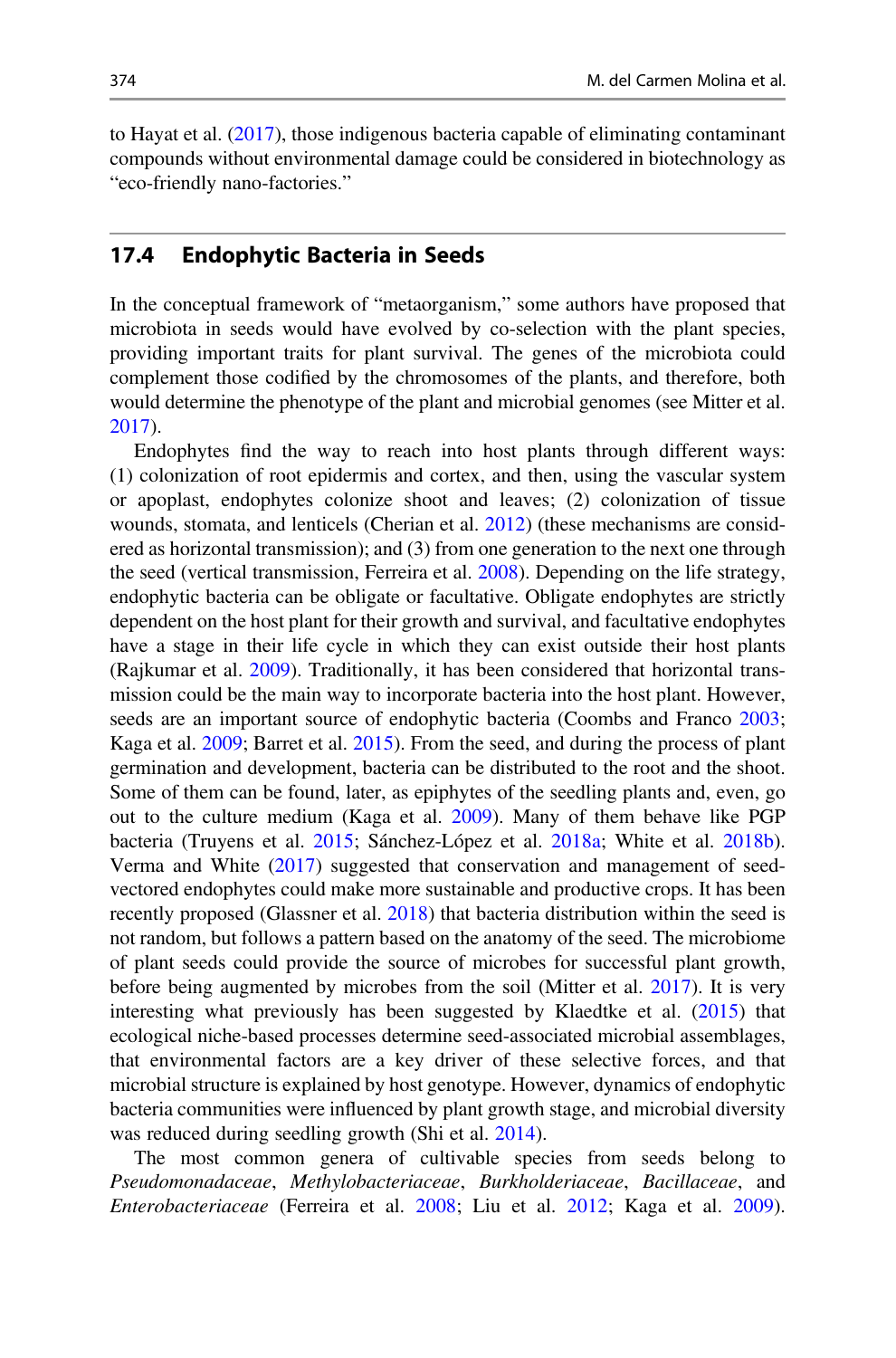to Hayat et al. (2017), those indigenous bacteria capable of eliminating contaminant compounds without environmental damage could be considered in biotechnology as "eco-friendly nano-factories."

## 17.4 Endophytic Bacteria in Seeds

In the conceptual framework of "metaorganism," some authors have proposed that microbiota in seeds would have evolved by co-selection with the plant species, providing important traits for plant survival. The genes of the microbiota could complement those codified by the chromosomes of the plants, and therefore, both would determine the phenotype of the plant and microbial genomes (see Mitter et al. 2017).

Endophytes find the way to reach into host plants through different ways: (1) colonization of root epidermis and cortex, and then, using the vascular system or apoplast, endophytes colonize shoot and leaves; (2) colonization of tissue wounds, stomata, and lenticels (Cherian et al. 2012) (these mechanisms are considered as horizontal transmission); and (3) from one generation to the next one through the seed (vertical transmission, Ferreira et al. 2008). Depending on the life strategy, endophytic bacteria can be obligate or facultative. Obligate endophytes are strictly dependent on the host plant for their growth and survival, and facultative endophytes have a stage in their life cycle in which they can exist outside their host plants (Rajkumar et al. 2009). Traditionally, it has been considered that horizontal transmission could be the main way to incorporate bacteria into the host plant. However, seeds are an important source of endophytic bacteria (Coombs and Franco 2003; Kaga et al. 2009; Barret et al. 2015). From the seed, and during the process of plant germination and development, bacteria can be distributed to the root and the shoot. Some of them can be found, later, as epiphytes of the seedling plants and, even, go out to the culture medium (Kaga et al. 2009). Many of them behave like PGP bacteria (Truyens et al. 2015; Sánchez-López et al. 2018a; White et al. 2018b). Verma and White (2017) suggested that conservation and management of seed-vectored endophytes could make more sustainable and productive crops. It has been recently proposed (Glassner et al. 2018) that bacteria distribution within the seed is not random, but follows a pattern based on the anatomy of the seed. The microbiome of plant seeds could provide the source of microbes for successful plant growth, before being augmented by microbes from the soil (Mitter et al. 2017). It is very interesting what previously has been suggested by Klaedtke et al. (2015) that ecological niche-based processes determine seed-associated microbial assemblages, that environmental factors are a key driver of these selective forces, and that microbial structure is explained by host genotype. However, dynamics of endophytic bacteria communities were influenced by plant growth stage, and microbial diversity was reduced during seedling growth (Shi et al. 2014).

The most common genera of cultivable species from seeds belong to *Pseudomonadaceae*, *Methylobacteriaceae*, *Burkholderiaceae*, *Bacillaceae*, and *Enterobacteriaceae* (Ferreira et al. 2008; Liu et al. 2012; Kaga et al. 2009).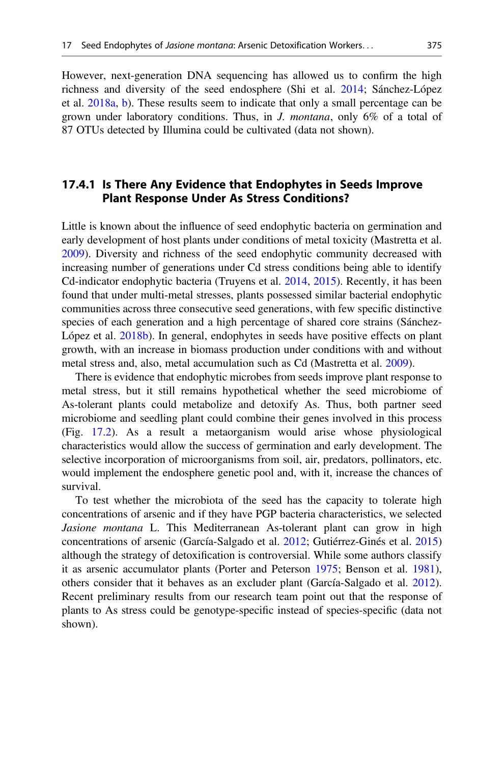However, next-generation DNA sequencing has allowed us to confirm the high richness and diversity of the seed endosphere (Shi et al. 2014; Sánchez-López et al. 2018a, b). These results seem to indicate that only a small percentage can be grown under laboratory conditions. Thus, in *J. montana*, only 6% of a total of 87 OTUs detected by Illumina could be cultivated (data not shown).

### 17.4.1 Is There Any Evidence that Endophytes in Seeds Improve Plant Response Under As Stress Conditions?

Little is known about the influence of seed endophytic bacteria on germination and early development of host plants under conditions of metal toxicity (Mastretta et al. 2009). Diversity and richness of the seed endophytic community decreased with increasing number of generations under Cd stress conditions being able to identify Cd-indicator endophytic bacteria (Truyens et al. 2014, 2015). Recently, it has been found that under multi-metal stresses, plants possessed similar bacterial endophytic communities across three consecutive seed generations, with few specific distinctive species of each generation and a high percentage of shared core strains (Sánchez-López et al. 2018b). In general, endophytes in seeds have positive effects on plant growth, with an increase in biomass production under conditions with and without metal stress and, also, metal accumulation such as Cd (Mastretta et al. 2009).

There is evidence that endophytic microbes from seeds improve plant response to metal stress, but it still remains hypothetical whether the seed microbiome of As-tolerant plants could metabolize and detoxify As. Thus, both partner seed microbiome and seedling plant could combine their genes involved in this process (Fig. 17.2). As a result a metaorganism would arise whose physiological characteristics would allow the success of germination and early development. The selective incorporation of microorganisms from soil, air, predators, pollinators, etc. would implement the endosphere genetic pool and, with it, increase the chances of survival.

To test whether the microbiota of the seed has the capacity to tolerate high concentrations of arsenic and if they have PGP bacteria characteristics, we selected *Jasione montana* L. This Mediterranean As-tolerant plant can grow in high concentrations of arsenic (García-Salgado et al. 2012; Gutiérrez-Ginés et al. 2015) although the strategy of detoxification is controversial. While some authors classify it as arsenic accumulator plants (Porter and Peterson 1975; Benson et al. 1981), others consider that it behaves as an excluder plant (García-Salgado et al. 2012). Recent preliminary results from our research team point out that the response of plants to As stress could be genotype-specific instead of species-specific (data not shown).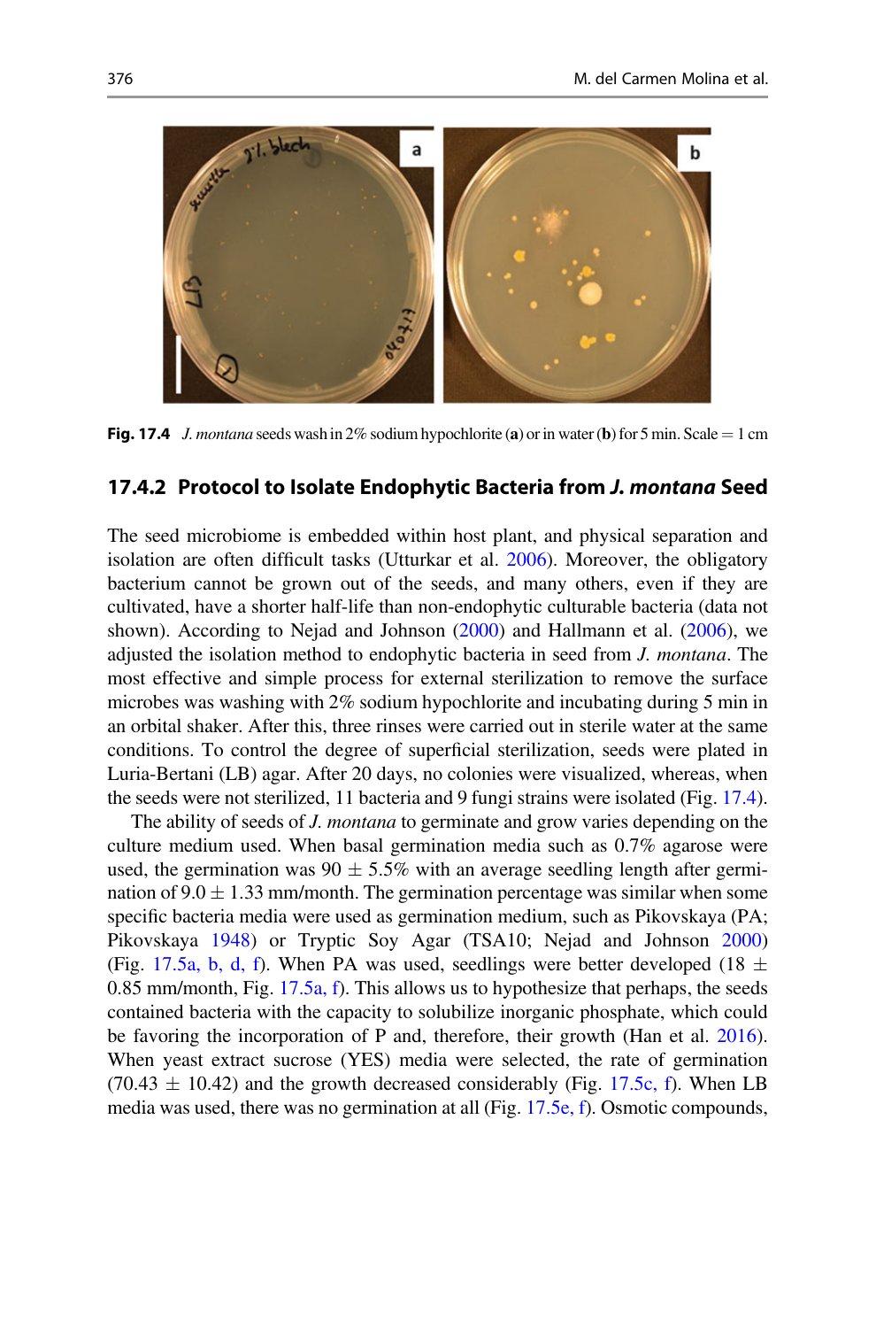Fig. 17.4 *J. montana* seeds wash in 2% sodium hypochlorite (**a**) or in water (**b**) for 5 min. Scale = 1 cm

### 17.4.2 Protocol to Isolate Endophytic Bacteria from *J. montana* Seed

The seed microbiome is embedded within host plant, and physical separation and isolation are often difficult tasks (Utturkar et al. 2006). Moreover, the obligatory bacterium cannot be grown out of the seeds, and many others, even if they are cultivated, have a shorter half-life than non-endophytic culturable bacteria (data not shown). According to Nejad and Johnson (2000) and Hallmann et al. (2006), we adjusted the isolation method to endophytic bacteria in seed from *J. montana*. The most effective and simple process for external sterilization to remove the surface microbes was washing with 2% sodium hypochlorite and incubating during 5 min in an orbital shaker. After this, three rinses were carried out in sterile water at the same conditions. To control the degree of superficial sterilization, seeds were plated in Luria-Bertani (LB) agar. After 20 days, no colonies were visualized, whereas, when the seeds were not sterilized, 11 bacteria and 9 fungi strains were isolated (Fig. 17.4).

The ability of seeds of *J. montana* to germinate and grow varies depending on the culture medium used. When basal germination media such as 0.7% agarose were used, the germination was 90 ± 5.5% with an average seedling length after germination of 9.0 ± 1.33 mm/month. The germination percentage was similar when some specific bacteria media were used as germination medium, such as Pikovskaya (PA; Pikovskaya 1948) or Tryptic Soy Agar (TSA10; Nejad and Johnson 2000) (Fig. 17.5a, b, d, f). When PA was used, seedlings were better developed (18 ± 0.85 mm/month, Fig. 17.5a, f). This allows us to hypothesize that perhaps, the seeds contained bacteria with the capacity to solubilize inorganic phosphate, which could be favoring the incorporation of P and, therefore, their growth (Han et al. 2016). When yeast extract sucrose (YES) media were selected, the rate of germination (70.43 ± 10.42) and the growth decreased considerably (Fig. 17.5c, f). When LB media was used, there was no germination at all (Fig. 17.5e, f). Osmotic compounds,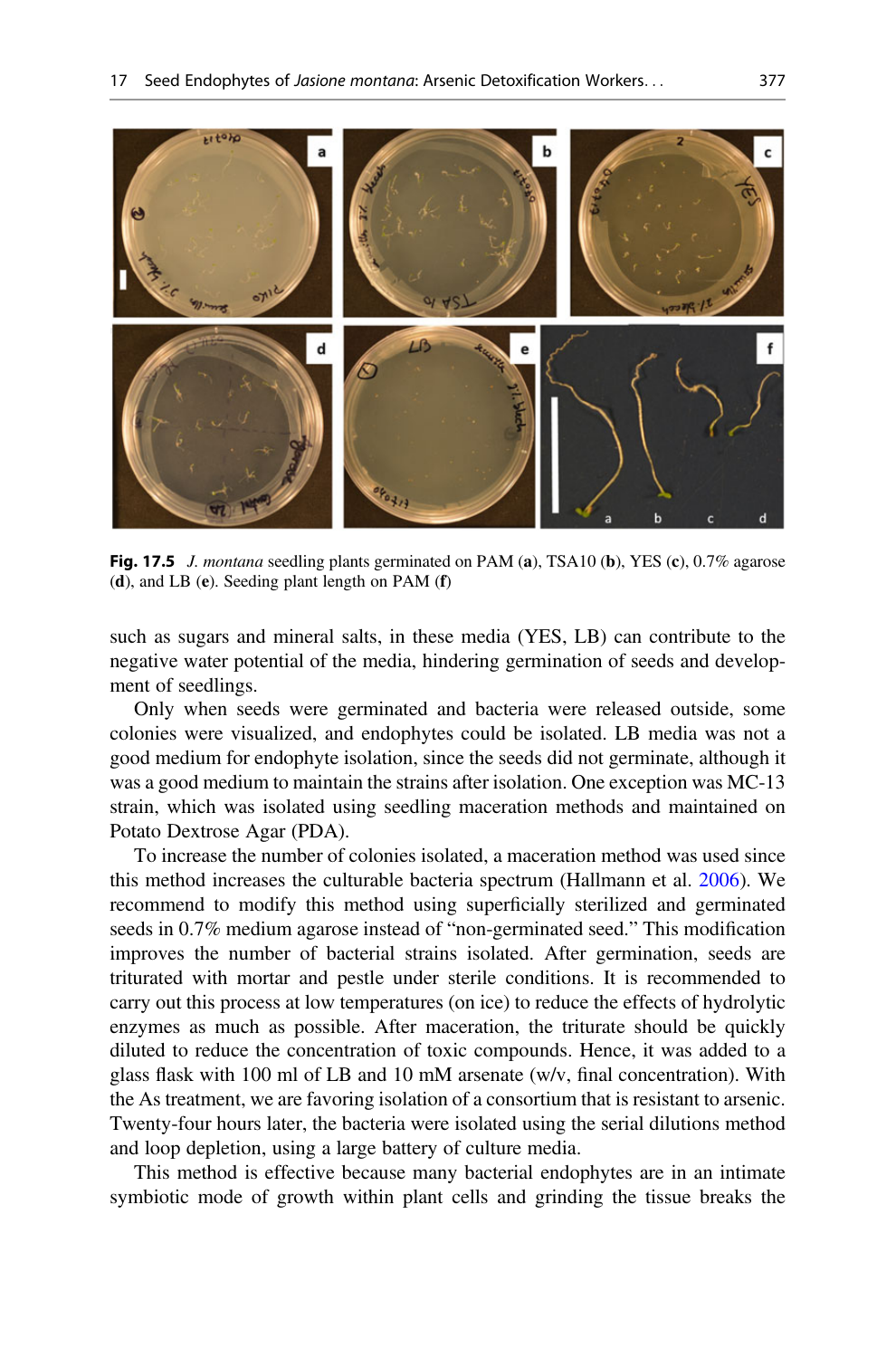**Fig. 17.5** *J. montana* seedling plants germinated on PAM (**a**), TSA10 (**b**), YES (**c**), 0.7% agarose (**d**), and LB (**e**). Seeding plant length on PAM (**f**)

such as sugars and mineral salts, in these media (YES, LB) can contribute to the negative water potential of the media, hindering germination of seeds and development of seedlings.

Only when seeds were germinated and bacteria were released outside, some colonies were visualized, and endophytes could be isolated. LB media was not a good medium for endophyte isolation, since the seeds did not germinate, although it was a good medium to maintain the strains after isolation. One exception was MC-13 strain, which was isolated using seedling maceration methods and maintained on Potato Dextrose Agar (PDA).

To increase the number of colonies isolated, a maceration method was used since this method increases the culturable bacteria spectrum (Hallmann et al. 2006). We recommend to modify this method using superficially sterilized and germinated seeds in 0.7% medium agarose instead of "non-germinated seed." This modification improves the number of bacterial strains isolated. After germination, seeds are triturated with mortar and pestle under sterile conditions. It is recommended to carry out this process at low temperatures (on ice) to reduce the effects of hydrolytic enzymes as much as possible. After maceration, the triturate should be quickly diluted to reduce the concentration of toxic compounds. Hence, it was added to a glass flask with 100 ml of LB and 10 mM arsenate (w/v, final concentration). With the As treatment, we are favoring isolation of a consortium that is resistant to arsenic. Twenty-four hours later, the bacteria were isolated using the serial dilutions method and loop depletion, using a large battery of culture media.

This method is effective because many bacterial endophytes are in an intimate symbiotic mode of growth within plant cells and grinding the tissue breaks the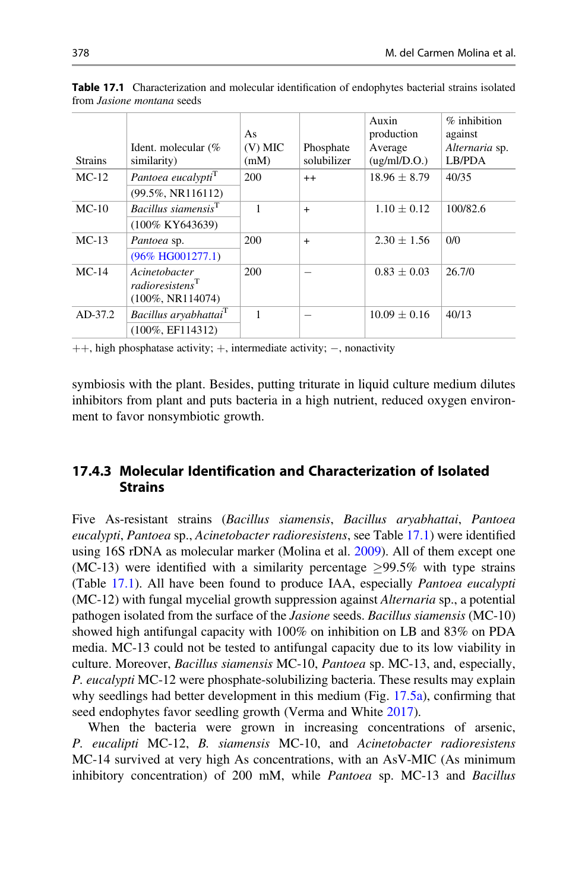**Table 17.1** Characterization and molecular identification of endophytes bacterial strains isolated from *Jasione montana* seeds

| Strains | Ident. molecular (% similarity) | As (V) MIC (mM) | Phosphate solubilizer | Auxin production Average (ug/ml/D.O.) | % inhibition against *Alternaria* sp. LB/PDA |
|---|---|---|---|---|---|
| MC-12 | *Pantoea eucalypti*[T] (99.5%, NR116112) | 200 | ++ | 18.96 ± 8.79 | 40/35 |
| MC-10 | *Bacillus siamensis*[T] (100% KY643639) | 1 | + | 1.10 ± 0.12 | 100/82.6 |
| MC-13 | *Pantoea* sp. (96% HG001277.1) | 200 | + | 2.30 ± 1.56 | 0/0 |
| MC-14 | *Acinetobacter radioresistens*[T] (100%, NR114074) | 200 | − | 0.83 ± 0.03 | 26.7/0 |
| AD-37.2 | *Bacillus aryabhattai*[T] (100%, EF114312) | 1 | − | 10.09 ± 0.16 | 40/13 |

++, high phosphatase activity; +, intermediate activity; −, nonactivity

symbiosis with the plant. Besides, putting triturate in liquid culture medium dilutes inhibitors from plant and puts bacteria in a high nutrient, reduced oxygen environment to favor nonsymbiotic growth.

### 17.4.3 Molecular Identification and Characterization of Isolated Strains

Five As-resistant strains (*Bacillus siamensis*, *Bacillus aryabhattai*, *Pantoea eucalypti*, *Pantoea* sp., *Acinetobacter radioresistens*, see Table 17.1) were identified using 16S rDNA as molecular marker (Molina et al. 2009). All of them except one (MC-13) were identified with a similarity percentage ≥99.5% with type strains (Table 17.1). All have been found to produce IAA, especially *Pantoea eucalypti* (MC-12) with fungal mycelial growth suppression against *Alternaria* sp., a potential pathogen isolated from the surface of the *Jasione* seeds. *Bacillus siamensis* (MC-10) showed high antifungal capacity with 100% on inhibition on LB and 83% on PDA media. MC-13 could not be tested to antifungal capacity due to its low viability in culture. Moreover, *Bacillus siamensis* MC-10, *Pantoea* sp. MC-13, and, especially, *P. eucalypti* MC-12 were phosphate-solubilizing bacteria. These results may explain why seedlings had better development in this medium (Fig. 17.5a), confirming that seed endophytes favor seedling growth (Verma and White 2017).

When the bacteria were grown in increasing concentrations of arsenic, *P. eucalipti* MC-12, *B. siamensis* MC-10, and *Acinetobacter radioresistens* MC-14 survived at very high As concentrations, with an AsV-MIC (As minimum inhibitory concentration) of 200 mM, while *Pantoea* sp. MC-13 and *Bacillus*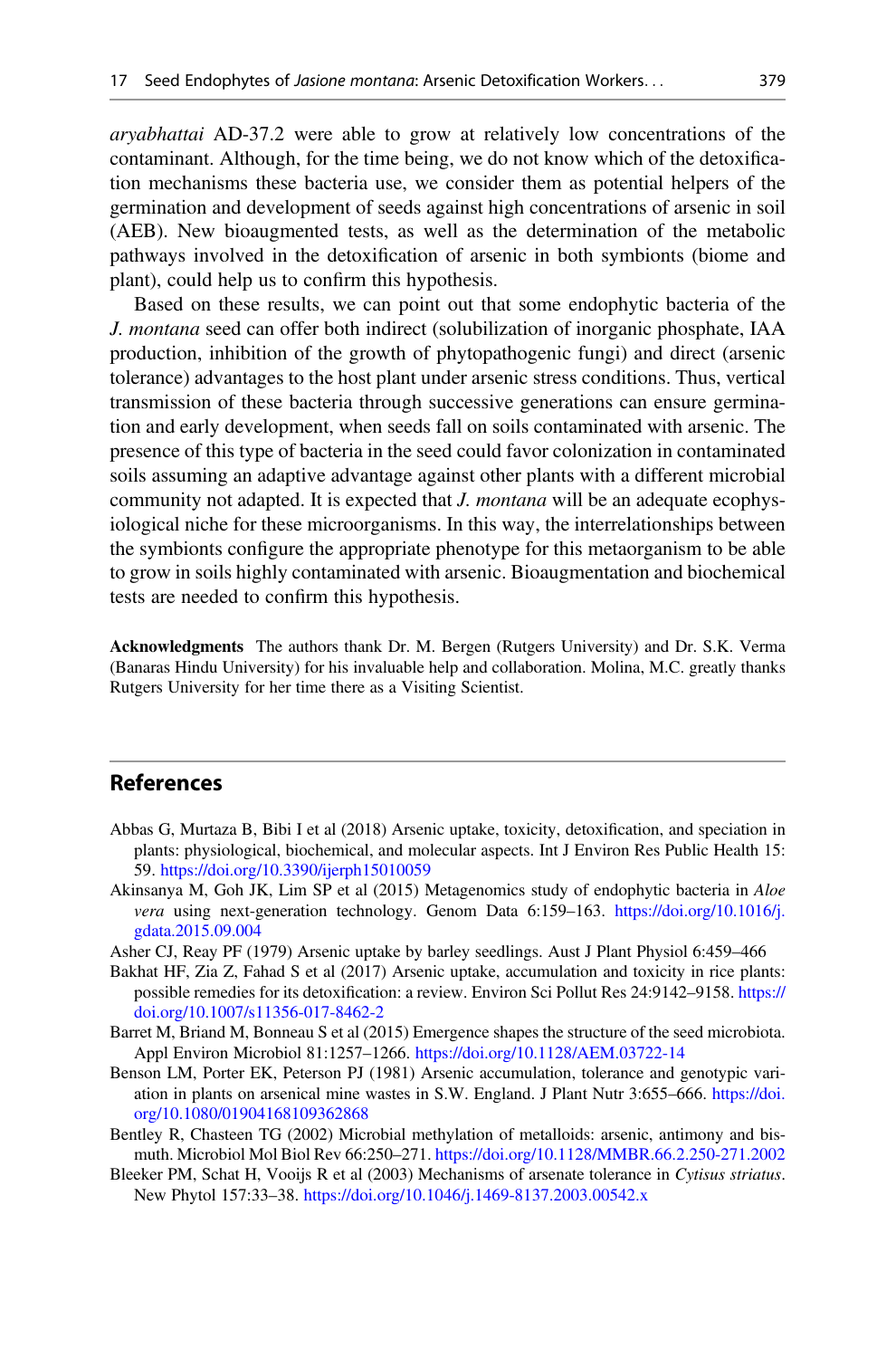*aryabhattai* AD-37.2 were able to grow at relatively low concentrations of the contaminant. Although, for the time being, we do not know which of the detoxification mechanisms these bacteria use, we consider them as potential helpers of the germination and development of seeds against high concentrations of arsenic in soil (AEB). New bioaugmented tests, as well as the determination of the metabolic pathways involved in the detoxification of arsenic in both symbionts (biome and plant), could help us to confirm this hypothesis.

Based on these results, we can point out that some endophytic bacteria of the *J. montana* seed can offer both indirect (solubilization of inorganic phosphate, IAA production, inhibition of the growth of phytopathogenic fungi) and direct (arsenic tolerance) advantages to the host plant under arsenic stress conditions. Thus, vertical transmission of these bacteria through successive generations can ensure germination and early development, when seeds fall on soils contaminated with arsenic. The presence of this type of bacteria in the seed could favor colonization in contaminated soils assuming an adaptive advantage against other plants with a different microbial community not adapted. It is expected that *J. montana* will be an adequate ecophysiological niche for these microorganisms. In this way, the interrelationships between the symbionts configure the appropriate phenotype for this metaorganism to be able to grow in soils highly contaminated with arsenic. Bioaugmentation and biochemical tests are needed to confirm this hypothesis.

**Acknowledgments** The authors thank Dr. M. Bergen (Rutgers University) and Dr. S.K. Verma (Banaras Hindu University) for his invaluable help and collaboration. Molina, M.C. greatly thanks Rutgers University for her time there as a Visiting Scientist.

## References

Abbas G, Murtaza B, Bibi I et al (2018) Arsenic uptake, toxicity, detoxification, and speciation in plants: physiological, biochemical, and molecular aspects. Int J Environ Res Public Health 15: 59. https://doi.org/10.3390/ijerph15010059

Akinsanya M, Goh JK, Lim SP et al (2015) Metagenomics study of endophytic bacteria in *Aloe vera* using next-generation technology. Genom Data 6:159–163. https://doi.org/10.1016/j.gdata.2015.09.004

Asher CJ, Reay PF (1979) Arsenic uptake by barley seedlings. Aust J Plant Physiol 6:459–466

Bakhat HF, Zia Z, Fahad S et al (2017) Arsenic uptake, accumulation and toxicity in rice plants: possible remedies for its detoxification: a review. Environ Sci Pollut Res 24:9142–9158. https://doi.org/10.1007/s11356-017-8462-2

Barret M, Briand M, Bonneau S et al (2015) Emergence shapes the structure of the seed microbiota. Appl Environ Microbiol 81:1257–1266. https://doi.org/10.1128/AEM.03722-14

Benson LM, Porter EK, Peterson PJ (1981) Arsenic accumulation, tolerance and genotypic variation in plants on arsenical mine wastes in S.W. England. J Plant Nutr 3:655–666. https://doi.org/10.1080/01904168109362868

Bentley R, Chasteen TG (2002) Microbial methylation of metalloids: arsenic, antimony and bismuth. Microbiol Mol Biol Rev 66:250–271. https://doi.org/10.1128/MMBR.66.2.250-271.2002

Bleeker PM, Schat H, Vooijs R et al (2003) Mechanisms of arsenate tolerance in *Cytisus striatus*. New Phytol 157:33–38. https://doi.org/10.1046/j.1469-8137.2003.00542.x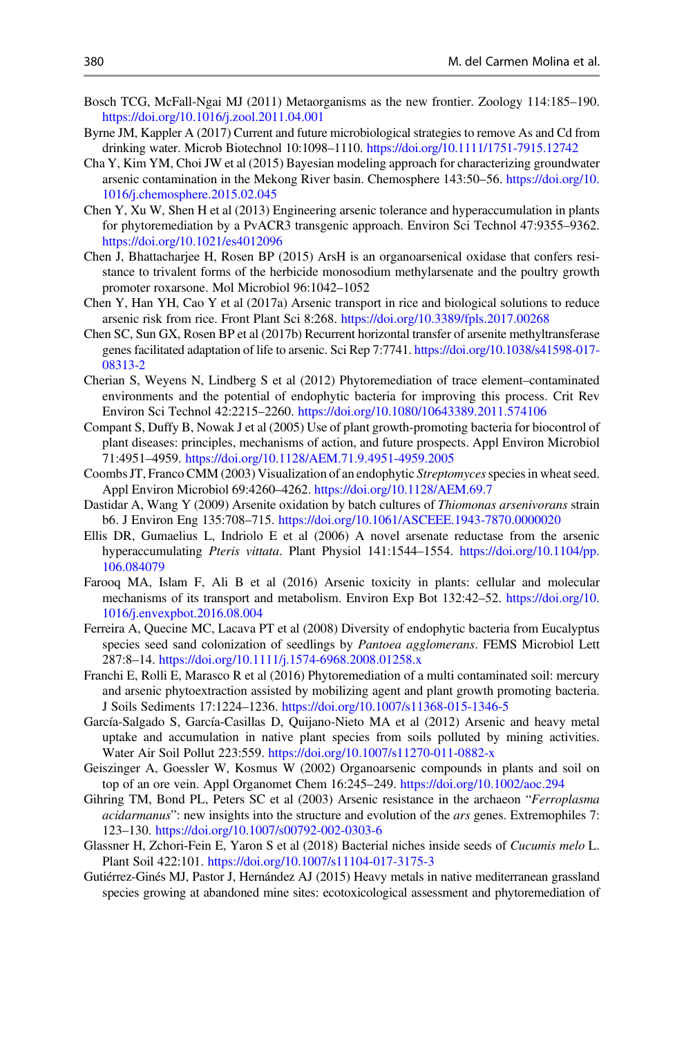Bosch TCG, McFall-Ngai MJ (2011) Metaorganisms as the new frontier. Zoology 114:185–190. https://doi.org/10.1016/j.zool.2011.04.001

Byrne JM, Kappler A (2017) Current and future microbiological strategies to remove As and Cd from drinking water. Microb Biotechnol 10:1098–1110. https://doi.org/10.1111/1751-7915.12742

Cha Y, Kim YM, Choi JW et al (2015) Bayesian modeling approach for characterizing groundwater arsenic contamination in the Mekong River basin. Chemosphere 143:50–56. https://doi.org/10.1016/j.chemosphere.2015.02.045

Chen Y, Xu W, Shen H et al (2013) Engineering arsenic tolerance and hyperaccumulation in plants for phytoremediation by a PvACR3 transgenic approach. Environ Sci Technol 47:9355–9362. https://doi.org/10.1021/es4012096

Chen J, Bhattacharjee H, Rosen BP (2015) ArsH is an organoarsenical oxidase that confers resistance to trivalent forms of the herbicide monosodium methylarsenate and the poultry growth promoter roxarsone. Mol Microbiol 96:1042–1052

Chen Y, Han YH, Cao Y et al (2017a) Arsenic transport in rice and biological solutions to reduce arsenic risk from rice. Front Plant Sci 8:268. https://doi.org/10.3389/fpls.2017.00268

Chen SC, Sun GX, Rosen BP et al (2017b) Recurrent horizontal transfer of arsenite methyltransferase genes facilitated adaptation of life to arsenic. Sci Rep 7:7741. https://doi.org/10.1038/s41598-017-08313-2

Cherian S, Weyens N, Lindberg S et al (2012) Phytoremediation of trace element–contaminated environments and the potential of endophytic bacteria for improving this process. Crit Rev Environ Sci Technol 42:2215–2260. https://doi.org/10.1080/10643389.2011.574106

Compant S, Duffy B, Nowak J et al (2005) Use of plant growth-promoting bacteria for biocontrol of plant diseases: principles, mechanisms of action, and future prospects. Appl Environ Microbiol 71:4951–4959. https://doi.org/10.1128/AEM.71.9.4951-4959.2005

Coombs JT, Franco CMM (2003) Visualization of an endophytic *Streptomyces* species in wheat seed. Appl Environ Microbiol 69:4260–4262. https://doi.org/10.1128/AEM.69.7

Dastidar A, Wang Y (2009) Arsenite oxidation by batch cultures of *Thiomonas arsenivorans* strain b6. J Environ Eng 135:708–715. https://doi.org/10.1061/ASCEEE.1943-7870.0000020

Ellis DR, Gumaelius L, Indriolo E et al (2006) A novel arsenate reductase from the arsenic hyperaccumulating *Pteris vittata*. Plant Physiol 141:1544–1554. https://doi.org/10.1104/pp.106.084079

Farooq MA, Islam F, Ali B et al (2016) Arsenic toxicity in plants: cellular and molecular mechanisms of its transport and metabolism. Environ Exp Bot 132:42–52. https://doi.org/10.1016/j.envexpbot.2016.08.004

Ferreira A, Quecine MC, Lacava PT et al (2008) Diversity of endophytic bacteria from Eucalyptus species seed sand colonization of seedlings by *Pantoea agglomerans*. FEMS Microbiol Lett 287:8–14. https://doi.org/10.1111/j.1574-6968.2008.01258.x

Franchi E, Rolli E, Marasco R et al (2016) Phytoremediation of a multi contaminated soil: mercury and arsenic phytoextraction assisted by mobilizing agent and plant growth promoting bacteria. J Soils Sediments 17:1224–1236. https://doi.org/10.1007/s11368-015-1346-5

García-Salgado S, García-Casillas D, Quijano-Nieto MA et al (2012) Arsenic and heavy metal uptake and accumulation in native plant species from soils polluted by mining activities. Water Air Soil Pollut 223:559. https://doi.org/10.1007/s11270-011-0882-x

Geiszinger A, Goessler W, Kosmus W (2002) Organoarsenic compounds in plants and soil on top of an ore vein. Appl Organomet Chem 16:245–249. https://doi.org/10.1002/aoc.294

Gihring TM, Bond PL, Peters SC et al (2003) Arsenic resistance in the archaeon "*Ferroplasma acidarmanus*": new insights into the structure and evolution of the *ars* genes. Extremophiles 7:123–130. https://doi.org/10.1007/s00792-002-0303-6

Glassner H, Zchori-Fein E, Yaron S et al (2018) Bacterial niches inside seeds of *Cucumis melo* L. Plant Soil 422:101. https://doi.org/10.1007/s11104-017-3175-3

Gutiérrez-Ginés MJ, Pastor J, Hernández AJ (2015) Heavy metals in native mediterranean grassland species growing at abandoned mine sites: ecotoxicological assessment and phytoremediation of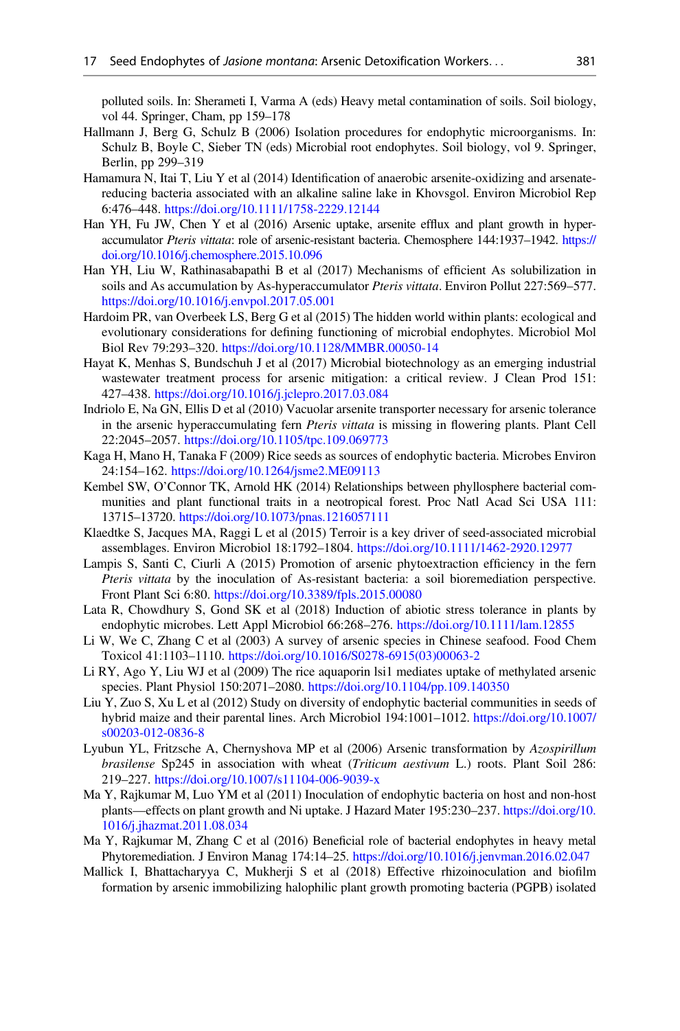polluted soils. In: Sherameti I, Varma A (eds) Heavy metal contamination of soils. Soil biology, vol 44. Springer, Cham, pp 159–178

Hallmann J, Berg G, Schulz B (2006) Isolation procedures for endophytic microorganisms. In: Schulz B, Boyle C, Sieber TN (eds) Microbial root endophytes. Soil biology, vol 9. Springer, Berlin, pp 299–319

Hamamura N, Itai T, Liu Y et al (2014) Identification of anaerobic arsenite-oxidizing and arsenate-reducing bacteria associated with an alkaline saline lake in Khovsgol. Environ Microbiol Rep 6:476–448. https://doi.org/10.1111/1758-2229.12144

Han YH, Fu JW, Chen Y et al (2016) Arsenic uptake, arsenite efflux and plant growth in hyperaccumulator *Pteris vittata*: role of arsenic-resistant bacteria. Chemosphere 144:1937–1942. https://doi.org/10.1016/j.chemosphere.2015.10.096

Han YH, Liu W, Rathinasabapathi B et al (2017) Mechanisms of efficient As solubilization in soils and As accumulation by As-hyperaccumulator *Pteris vittata*. Environ Pollut 227:569–577. https://doi.org/10.1016/j.envpol.2017.05.001

Hardoim PR, van Overbeek LS, Berg G et al (2015) The hidden world within plants: ecological and evolutionary considerations for defining functioning of microbial endophytes. Microbiol Mol Biol Rev 79:293–320. https://doi.org/10.1128/MMBR.00050-14

Hayat K, Menhas S, Bundschuh J et al (2017) Microbial biotechnology as an emerging industrial wastewater treatment process for arsenic mitigation: a critical review. J Clean Prod 151: 427–438. https://doi.org/10.1016/j.jclepro.2017.03.084

Indriolo E, Na GN, Ellis D et al (2010) Vacuolar arsenite transporter necessary for arsenic tolerance in the arsenic hyperaccumulating fern *Pteris vittata* is missing in flowering plants. Plant Cell 22:2045–2057. https://doi.org/10.1105/tpc.109.069773

Kaga H, Mano H, Tanaka F (2009) Rice seeds as sources of endophytic bacteria. Microbes Environ 24:154–162. https://doi.org/10.1264/jsme2.ME09113

Kembel SW, O'Connor TK, Arnold HK (2014) Relationships between phyllosphere bacterial communities and plant functional traits in a neotropical forest. Proc Natl Acad Sci USA 111: 13715–13720. https://doi.org/10.1073/pnas.1216057111

Klaedtke S, Jacques MA, Raggi L et al (2015) Terroir is a key driver of seed-associated microbial assemblages. Environ Microbiol 18:1792–1804. https://doi.org/10.1111/1462-2920.12977

Lampis S, Santi C, Ciurli A (2015) Promotion of arsenic phytoextraction efficiency in the fern *Pteris vittata* by the inoculation of As-resistant bacteria: a soil bioremediation perspective. Front Plant Sci 6:80. https://doi.org/10.3389/fpls.2015.00080

Lata R, Chowdhury S, Gond SK et al (2018) Induction of abiotic stress tolerance in plants by endophytic microbes. Lett Appl Microbiol 66:268–276. https://doi.org/10.1111/lam.12855

Li W, We C, Zhang C et al (2003) A survey of arsenic species in Chinese seafood. Food Chem Toxicol 41:1103–1110. https://doi.org/10.1016/S0278-6915(03)00063-2

Li RY, Ago Y, Liu WJ et al (2009) The rice aquaporin lsi1 mediates uptake of methylated arsenic species. Plant Physiol 150:2071–2080. https://doi.org/10.1104/pp.109.140350

Liu Y, Zuo S, Xu L et al (2012) Study on diversity of endophytic bacterial communities in seeds of hybrid maize and their parental lines. Arch Microbiol 194:1001–1012. https://doi.org/10.1007/s00203-012-0836-8

Lyubun YL, Fritzsche A, Chernyshova MP et al (2006) Arsenic transformation by *Azospirillum brasilense* Sp245 in association with wheat (*Triticum aestivum* L.) roots. Plant Soil 286: 219–227. https://doi.org/10.1007/s11104-006-9039-x

Ma Y, Rajkumar M, Luo YM et al (2011) Inoculation of endophytic bacteria on host and non-host plants—effects on plant growth and Ni uptake. J Hazard Mater 195:230–237. https://doi.org/10.1016/j.jhazmat.2011.08.034

Ma Y, Rajkumar M, Zhang C et al (2016) Beneficial role of bacterial endophytes in heavy metal Phytoremediation. J Environ Manag 174:14–25. https://doi.org/10.1016/j.jenvman.2016.02.047

Mallick I, Bhattacharyya C, Mukherji S et al (2018) Effective rhizoinoculation and biofilm formation by arsenic immobilizing halophilic plant growth promoting bacteria (PGPB) isolated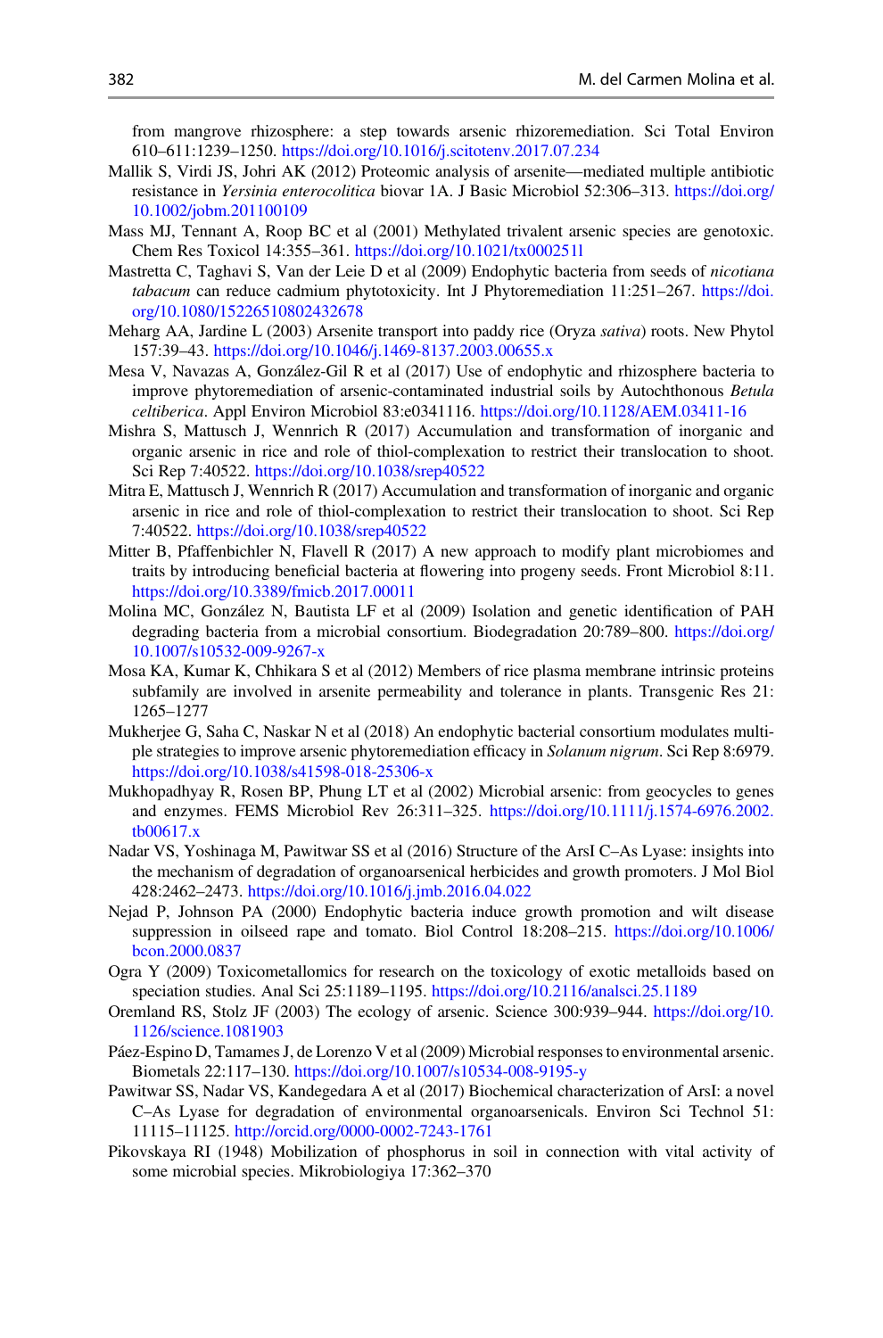from mangrove rhizosphere: a step towards arsenic rhizoremediation. Sci Total Environ 610–611:1239–1250. https://doi.org/10.1016/j.scitotenv.2017.07.234

Mallik S, Virdi JS, Johri AK (2012) Proteomic analysis of arsenite—mediated multiple antibiotic resistance in *Yersinia enterocolitica* biovar 1A. J Basic Microbiol 52:306–313. https://doi.org/10.1002/jobm.201100109

Mass MJ, Tennant A, Roop BC et al (2001) Methylated trivalent arsenic species are genotoxic. Chem Res Toxicol 14:355–361. https://doi.org/10.1021/tx000251l

Mastretta C, Taghavi S, Van der Leie D et al (2009) Endophytic bacteria from seeds of *nicotiana tabacum* can reduce cadmium phytotoxicity. Int J Phytoremediation 11:251–267. https://doi.org/10.1080/15226510802432678

Meharg AA, Jardine L (2003) Arsenite transport into paddy rice (Oryza *sativa*) roots. New Phytol 157:39–43. https://doi.org/10.1046/j.1469-8137.2003.00655.x

Mesa V, Navazas A, González-Gil R et al (2017) Use of endophytic and rhizosphere bacteria to improve phytoremediation of arsenic-contaminated industrial soils by Autochthonous *Betula celtiberica*. Appl Environ Microbiol 83:e0341116. https://doi.org/10.1128/AEM.03411-16

Mishra S, Mattusch J, Wennrich R (2017) Accumulation and transformation of inorganic and organic arsenic in rice and role of thiol-complexation to restrict their translocation to shoot. Sci Rep 7:40522. https://doi.org/10.1038/srep40522

Mitra E, Mattusch J, Wennrich R (2017) Accumulation and transformation of inorganic and organic arsenic in rice and role of thiol-complexation to restrict their translocation to shoot. Sci Rep 7:40522. https://doi.org/10.1038/srep40522

Mitter B, Pfaffenbichler N, Flavell R (2017) A new approach to modify plant microbiomes and traits by introducing beneficial bacteria at flowering into progeny seeds. Front Microbiol 8:11. https://doi.org/10.3389/fmicb.2017.00011

Molina MC, González N, Bautista LF et al (2009) Isolation and genetic identification of PAH degrading bacteria from a microbial consortium. Biodegradation 20:789–800. https://doi.org/10.1007/s10532-009-9267-x

Mosa KA, Kumar K, Chhikara S et al (2012) Members of rice plasma membrane intrinsic proteins subfamily are involved in arsenite permeability and tolerance in plants. Transgenic Res 21:1265–1277

Mukherjee G, Saha C, Naskar N et al (2018) An endophytic bacterial consortium modulates multiple strategies to improve arsenic phytoremediation efficacy in *Solanum nigrum*. Sci Rep 8:6979. https://doi.org/10.1038/s41598-018-25306-x

Mukhopadhyay R, Rosen BP, Phung LT et al (2002) Microbial arsenic: from geocycles to genes and enzymes. FEMS Microbiol Rev 26:311–325. https://doi.org/10.1111/j.1574-6976.2002.tb00617.x

Nadar VS, Yoshinaga M, Pawitwar SS et al (2016) Structure of the ArsI C–As Lyase: insights into the mechanism of degradation of organoarsenical herbicides and growth promoters. J Mol Biol 428:2462–2473. https://doi.org/10.1016/j.jmb.2016.04.022

Nejad P, Johnson PA (2000) Endophytic bacteria induce growth promotion and wilt disease suppression in oilseed rape and tomato. Biol Control 18:208–215. https://doi.org/10.1006/bcon.2000.0837

Ogra Y (2009) Toxicometallomics for research on the toxicology of exotic metalloids based on speciation studies. Anal Sci 25:1189–1195. https://doi.org/10.2116/analsci.25.1189

Oremland RS, Stolz JF (2003) The ecology of arsenic. Science 300:939–944. https://doi.org/10.1126/science.1081903

Páez-Espino D, Tamames J, de Lorenzo V et al (2009) Microbial responses to environmental arsenic. Biometals 22:117–130. https://doi.org/10.1007/s10534-008-9195-y

Pawitwar SS, Nadar VS, Kandegedara A et al (2017) Biochemical characterization of ArsI: a novel C–As Lyase for degradation of environmental organoarsenicals. Environ Sci Technol 51:11115–11125. http://orcid.org/0000-0002-7243-1761

Pikovskaya RI (1948) Mobilization of phosphorus in soil in connection with vital activity of some microbial species. Mikrobiologiya 17:362–370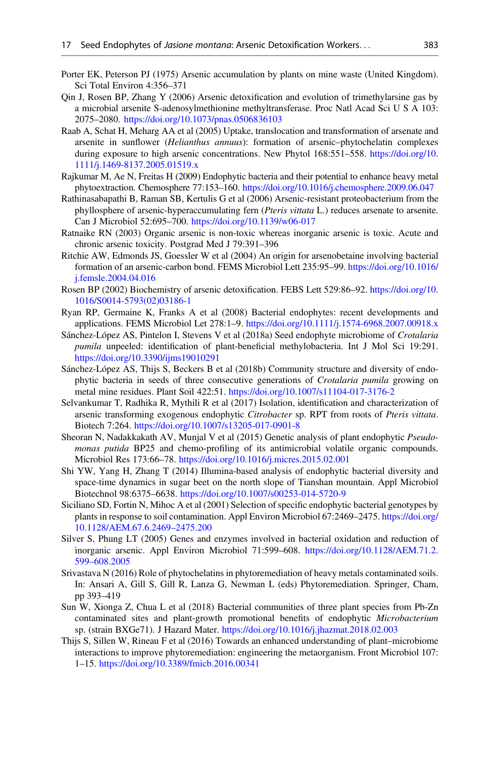Porter EK, Peterson PJ (1975) Arsenic accumulation by plants on mine waste (United Kingdom). Sci Total Environ 4:356–371

Qin J, Rosen BP, Zhang Y (2006) Arsenic detoxification and evolution of trimethylarsine gas by a microbial arsenite S-adenosylmethionine methyltransferase. Proc Natl Acad Sci U S A 103: 2075–2080. https://doi.org/10.1073/pnas.0506836103

Raab A, Schat H, Meharg AA et al (2005) Uptake, translocation and transformation of arsenate and arsenite in sunflower (*Helianthus annuus*): formation of arsenic–phytochelatin complexes during exposure to high arsenic concentrations. New Phytol 168:551–558. https://doi.org/10.1111/j.1469-8137.2005.01519.x

Rajkumar M, Ae N, Freitas H (2009) Endophytic bacteria and their potential to enhance heavy metal phytoextraction. Chemosphere 77:153–160. https://doi.org/10.1016/j.chemosphere.2009.06.047

Rathinasabapathi B, Raman SB, Kertulis G et al (2006) Arsenic-resistant proteobacterium from the phyllosphere of arsenic-hyperaccumulating fern (*Pteris vittata* L.) reduces arsenate to arsenite. Can J Microbiol 52:695–700. https://doi.org/10.1139/w06-017

Ratnaike RN (2003) Organic arsenic is non-toxic whereas inorganic arsenic is toxic. Acute and chronic arsenic toxicity. Postgrad Med J 79:391–396

Ritchie AW, Edmonds JS, Goessler W et al (2004) An origin for arsenobetaine involving bacterial formation of an arsenic-carbon bond. FEMS Microbiol Lett 235:95–99. https://doi.org/10.1016/j.femsle.2004.04.016

Rosen BP (2002) Biochemistry of arsenic detoxification. FEBS Lett 529:86–92. https://doi.org/10.1016/S0014-5793(02)03186-1

Ryan RP, Germaine K, Franks A et al (2008) Bacterial endophytes: recent developments and applications. FEMS Microbiol Let 278:1–9. https://doi.org/10.1111/j.1574-6968.2007.00918.x

Sánchez-López AS, Pintelon I, Stevens V et al (2018a) Seed endophyte microbiome of *Crotalaria pumila* unpeeled: identification of plant-beneficial methylobacteria. Int J Mol Sci 19:291. https://doi.org/10.3390/ijms19010291

Sánchez-López AS, Thijs S, Beckers B et al (2018b) Community structure and diversity of endophytic bacteria in seeds of three consecutive generations of *Crotalaria pumila* growing on metal mine residues. Plant Soil 422:51. https://doi.org/10.1007/s11104-017-3176-2

Selvankumar T, Radhika R, Mythili R et al (2017) Isolation, identification and characterization of arsenic transforming exogenous endophytic *Citrobacter* sp. RPT from roots of *Pteris vittata*. Biotech 7:264. https://doi.org/10.1007/s13205-017-0901-8

Sheoran N, Nadakkakath AV, Munjal V et al (2015) Genetic analysis of plant endophytic *Pseudomonas putida* BP25 and chemo-profiling of its antimicrobial volatile organic compounds. Microbiol Res 173:66–78. https://doi.org/10.1016/j.micres.2015.02.001

Shi YW, Yang H, Zhang T (2014) Illumina-based analysis of endophytic bacterial diversity and space-time dynamics in sugar beet on the north slope of Tianshan mountain. Appl Microbiol Biotechnol 98:6375–6638. https://doi.org/10.1007/s00253-014-5720-9

Siciliano SD, Fortin N, Mihoc A et al (2001) Selection of specific endophytic bacterial genotypes by plants in response to soil contamination. Appl Environ Microbiol 67:2469–2475. https://doi.org/10.1128/AEM.67.6.2469–2475.200

Silver S, Phung LT (2005) Genes and enzymes involved in bacterial oxidation and reduction of inorganic arsenic. Appl Environ Microbiol 71:599–608. https://doi.org/10.1128/AEM.71.2.599–608.2005

Srivastava N (2016) Role of phytochelatins in phytoremediation of heavy metals contaminated soils. In: Ansari A, Gill S, Gill R, Lanza G, Newman L (eds) Phytoremediation. Springer, Cham, pp 393–419

Sun W, Xionga Z, Chua L et al (2018) Bacterial communities of three plant species from Pb-Zn contaminated sites and plant-growth promotional benefits of endophytic *Microbacterium* sp. (strain BXGe71). J Hazard Mater. https://doi.org/10.1016/j.jhazmat.2018.02.003

Thijs S, Sillen W, Rineau F et al (2016) Towards an enhanced understanding of plant–microbiome interactions to improve phytoremediation: engineering the metaorganism. Front Microbiol 107: 1–15. https://doi.org/10.3389/fmicb.2016.00341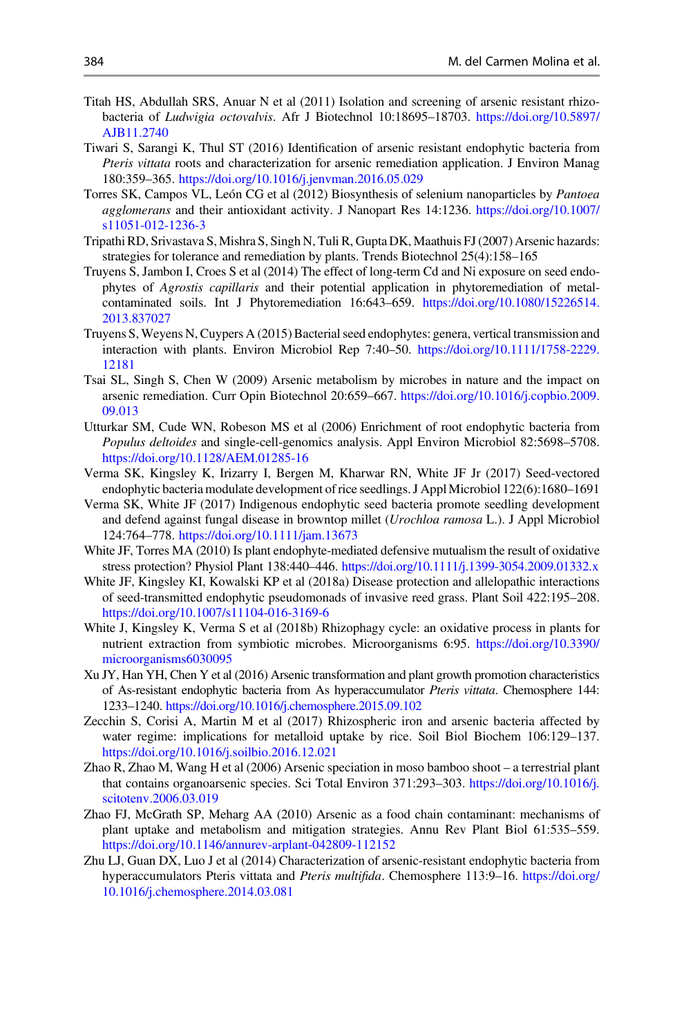Titah HS, Abdullah SRS, Anuar N et al (2011) Isolation and screening of arsenic resistant rhizobacteria of *Ludwigia octovalvis*. Afr J Biotechnol 10:18695–18703. https://doi.org/10.5897/AJB11.2740

Tiwari S, Sarangi K, Thul ST (2016) Identification of arsenic resistant endophytic bacteria from *Pteris vittata* roots and characterization for arsenic remediation application. J Environ Manag 180:359–365. https://doi.org/10.1016/j.jenvman.2016.05.029

Torres SK, Campos VL, León CG et al (2012) Biosynthesis of selenium nanoparticles by *Pantoea agglomerans* and their antioxidant activity. J Nanopart Res 14:1236. https://doi.org/10.1007/s11051-012-1236-3

Tripathi RD, Srivastava S, Mishra S, Singh N, Tuli R, Gupta DK, Maathuis FJ (2007) Arsenic hazards: strategies for tolerance and remediation by plants. Trends Biotechnol 25(4):158–165

Truyens S, Jambon I, Croes S et al (2014) The effect of long-term Cd and Ni exposure on seed endophytes of *Agrostis capillaris* and their potential application in phytoremediation of metal-contaminated soils. Int J Phytoremediation 16:643–659. https://doi.org/10.1080/15226514.2013.837027

Truyens S, Weyens N, Cuypers A (2015) Bacterial seed endophytes: genera, vertical transmission and interaction with plants. Environ Microbiol Rep 7:40–50. https://doi.org/10.1111/1758-2229.12181

Tsai SL, Singh S, Chen W (2009) Arsenic metabolism by microbes in nature and the impact on arsenic remediation. Curr Opin Biotechnol 20:659–667. https://doi.org/10.1016/j.copbio.2009.09.013

Utturkar SM, Cude WN, Robeson MS et al (2006) Enrichment of root endophytic bacteria from *Populus deltoides* and single-cell-genomics analysis. Appl Environ Microbiol 82:5698–5708. https://doi.org/10.1128/AEM.01285-16

Verma SK, Kingsley K, Irizarry I, Bergen M, Kharwar RN, White JF Jr (2017) Seed-vectored endophytic bacteria modulate development of rice seedlings. J Appl Microbiol 122(6):1680–1691

Verma SK, White JF (2017) Indigenous endophytic seed bacteria promote seedling development and defend against fungal disease in browntop millet (*Urochloa ramosa* L.). J Appl Microbiol 124:764–778. https://doi.org/10.1111/jam.13673

White JF, Torres MA (2010) Is plant endophyte-mediated defensive mutualism the result of oxidative stress protection? Physiol Plant 138:440–446. https://doi.org/10.1111/j.1399-3054.2009.01332.x

White JF, Kingsley KI, Kowalski KP et al (2018a) Disease protection and allelopathic interactions of seed-transmitted endophytic pseudomonads of invasive reed grass. Plant Soil 422:195–208. https://doi.org/10.1007/s11104-016-3169-6

White J, Kingsley K, Verma S et al (2018b) Rhizophagy cycle: an oxidative process in plants for nutrient extraction from symbiotic microbes. Microorganisms 6:95. https://doi.org/10.3390/microorganisms6030095

Xu JY, Han YH, Chen Y et al (2016) Arsenic transformation and plant growth promotion characteristics of As-resistant endophytic bacteria from As hyperaccumulator *Pteris vittata*. Chemosphere 144:1233–1240. https://doi.org/10.1016/j.chemosphere.2015.09.102

Zecchin S, Corisi A, Martin M et al (2017) Rhizospheric iron and arsenic bacteria affected by water regime: implications for metalloid uptake by rice. Soil Biol Biochem 106:129–137. https://doi.org/10.1016/j.soilbio.2016.12.021

Zhao R, Zhao M, Wang H et al (2006) Arsenic speciation in moso bamboo shoot – a terrestrial plant that contains organoarsenic species. Sci Total Environ 371:293–303. https://doi.org/10.1016/j.scitotenv.2006.03.019

Zhao FJ, McGrath SP, Meharg AA (2010) Arsenic as a food chain contaminant: mechanisms of plant uptake and metabolism and mitigation strategies. Annu Rev Plant Biol 61:535–559. https://doi.org/10.1146/annurev-arplant-042809-112152

Zhu LJ, Guan DX, Luo J et al (2014) Characterization of arsenic-resistant endophytic bacteria from hyperaccumulators Pteris vittata and *Pteris multifida*. Chemosphere 113:9–16. https://doi.org/10.1016/j.chemosphere.2014.03.081